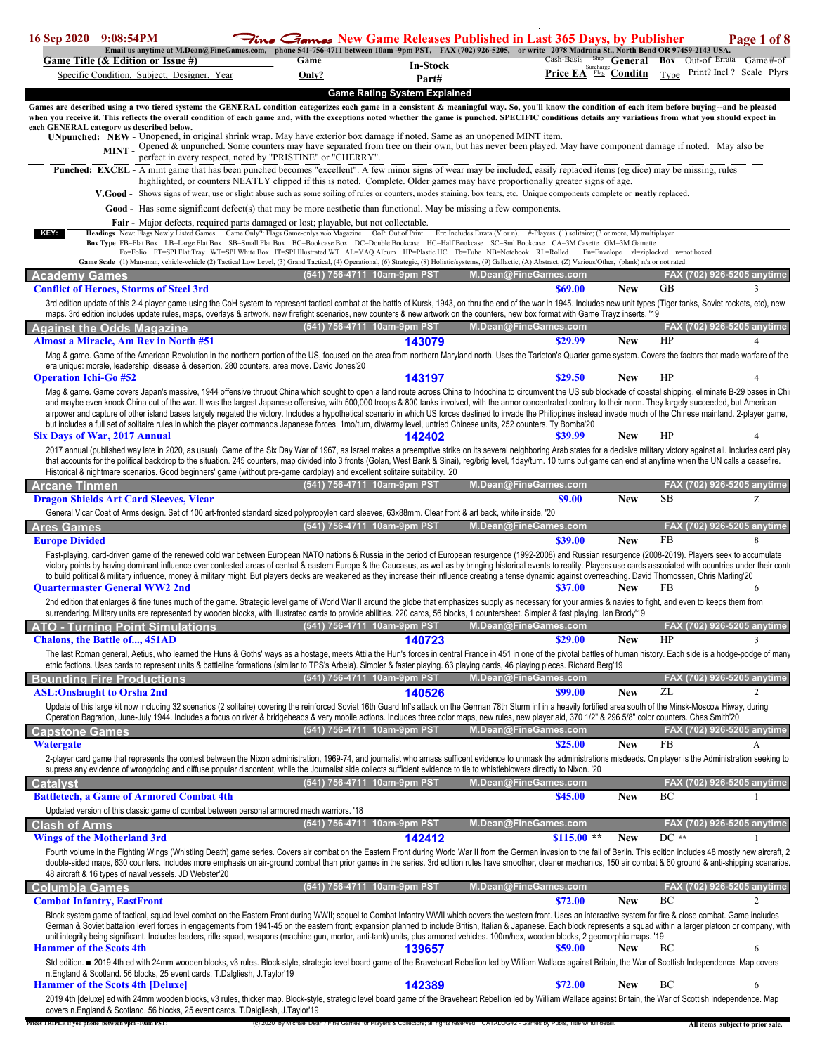# Fine Games New Game Releases Published in Last 365 Days, by Publisher

16 Sep 2020 9:08:54PM

Email us anytime at M.Dean@FineGames.com, phone 541-756-4711 between 10am -9pm PST, FAX (702) 926-5205, or write 2078 Madrona St., North Bend OR 97459-2143 USA.

| Game Title (& Edition or Issue #) / Specific Condition, Subject, Designer, Year | Game Only? | In-Stock Part# | Cash-Basis Price EA | Ship Surcharge Flag | General Conditn | Box Type | Out-of Print? | Errata Incl? | Game Scale | #-of Plyrs |
|---|---|---|---|---|---|---|---|---|---|---|

## Game Rating System Explained

**Games are described using a two tiered system: the GENERAL condition categorizes each game in a consistent & meaningful way. So, you'll know the condition of each item before buying--and be pleased when you receive it. This reflects the overall condition of each game and, with the exceptions noted whether the game is punched. SPECIFIC conditions details any variations from what you should expect in each GENERAL category as described below.**

**UNpunched: NEW -** Unopened, in original shrink wrap. May have exterior box damage if noted. Same as an unopened MINT item.

**MINT -** Opened & unpunched. Some counters may have separated from tree on their own, but has never been played. May have component damage if noted. May also be perfect in every respect, noted by "PRISTINE" or "CHERRY".

**Punched: EXCEL -** A mint game that has been punched becomes "excellent". A few minor signs of wear may be included, easily replaced items (eg dice) may be missing, rules highlighted, or counters NEATLY clipped if this is noted. Complete. Older games may have proportionally greater signs of age.

**V.Good -** Shows signs of wear, use or slight abuse such as some soiling of rules or counters, modes staining, box tears, etc. Unique components complete or **neatly** replaced.

**Good -** Has some significant defect(s) that may be more aesthetic than functional. May be missing a few components.

**Fair -** Major defects, required parts damaged or lost; playable, but not collectable.

**KEY:** **Headings** New: Flags Newly Listed Games. Game Only?: Flags Game-onlys w/o Magazine OoP: Out of Print Err: Includes Errata (Y or n). #-Players: (1) solitaire; (3 or more, M) multiplayer

**Box Type** FB=Flat Box LB=Large Flat Box SB=Small Flat Box BC=Bookcase Box DC=Double Bookcase HC=Half Bookcase SC=Sml Bookcase CA=3M Casette GM=3M Gamette Fo=Folio FT=SPI Flat Tray WT=SPI White Box IT=SPI Illustrated WT AL=YAQ Album HP=Plastic HC Tb=Tube NB=Notebook RL=Rolled En=Envelope zl=ziplocked n=not boxed

**Game Scale** (1) Man-man, vehicle-vehicle (2) Tactical Low Level, (3) Grand Tactical, (4) Operational, (6) Strategic, (8) Holistic/systems, (9) Gallactic, (A) Abstract, (Z) Various/Other, (blank) n/a or not rated.

## Academy Games

**Conflict of Heroes, Storms of Steel 3rd** — $69.00 — New — GB — Scale 3

3rd edition update of this 2-4 player game using the CoH system to represent tactical combat at the battle of Kursk, 1943, on thru the end of the war in 1945. Includes new unit types (Tiger tanks, Soviet rockets, etc), new maps. 3rd edition includes update rules, maps, overlays & artwork, new firefight scenarios, new counters & new artwork on the counters, new box format with Game Trayz inserts. '19

## Against the Odds Magazine

**Almost a Miracle, Am Rev in North #51** — 143079 — $29.99 — New — HP — Scale 4

Mag & game. Game of the American Revolution in the northern portion of the US, focused on the area from northern Maryland north. Uses the Tarleton's Quarter game system. Covers the factors that made warfare of the era unique: morale, leadership, disease & desertion. 280 counters, area move. David Jones'20

**Operation Ichi-Go #52** — 143197 — $29.50 — New — HP — Scale 4

Mag & game. Game covers Japan's massive, 1944 offensive thruout China which sought to open a land route across China to Indochina to circumvent the US sub blockade of coastal shipping, eliminate B-29 bases in Chi and maybe even knock China out of the war. It was the largest Japanese offensive, with 500,000 troops & 800 tanks involved, with the armor concentrated contrary to their norm. They largely succeeded, but American airpower and capture of other island bases largely negated the victory. Includes a hypothetical scenario in which US forces destined to invade the Philippines instead invade much of the Chinese mainland. 2-player game, but includes a full set of solitaire rules in which the player commands Japanese forces. 1mo/turn, div/army level, untried Chinese units, 252 counters. Ty Bomba'20

**Six Days of War, 2017 Annual** — 142402 — $39.99 — New — HP — Scale 4

2017 annual (published way late in 2020, as usual). Game of the Six Day War of 1967, as Israel makes a preemptive strike on its several neighboring Arab states for a decisive military victory against all. Includes card play that accounts for the political backdrop to the situation. 245 counters, map divided into 3 fronts (Golan, West Bank & Sinai), reg/brig level, 1day/turn. 10 turns but game can end at anytime when the UN calls a ceasefire. Historical & nightmare scenarios. Good beginners' game (without pre-game cardplay) and excellent solitaire suitability. '20

## Arcane Tinmen

**Dragon Shields Art Card Sleeves, Vicar** — $9.00 — New — SB — Scale Z

General Vicar Coat of Arms design. Set of 100 art-fronted standard sized polypropylen card sleeves, 63x88mm. Clear front & art back, white inside. '20

## Ares Games

**Europe Divided** — $39.00 — New — FB — Scale 8

Fast-playing, card-driven game of the renewed cold war between European NATO nations & Russia in the period of European resurgence (1992-2008) and Russian resurgence (2008-2019). Players seek to accumulate victory points by having dominant influence over contested areas of central & eastern Europe & the Caucasus, as well as by bringing historical events to reality. Players use cards associated with countries under their cont to build political & military influence, money & military might. But players decks are weakened as they increase their influence creating a tense dynamic against overreaching. David Thomossen, Chris Marling'20

**Quartermaster General WW2 2nd** — $37.00 — New — FB — Scale 6

2nd edition that enlarges & fine tunes much of the game. Strategic level game of World War II around the globe that emphasizes supply as necessary for your armies & navies to fight, and even to keeps them from surrendering. Military units are represented by wooden blocks, with illustrated cards to provide abilities. 220 cards, 56 blocks, 1 countersheet. Simpler & fast playing. Ian Brody'19

## ATO - Turning Point Simulations

**Chalons, the Battle of..., 451AD** — 140723 — $29.00 — New — HP — Scale 3

The last Roman general, Aetius, who learned the Huns & Goths' ways as a hostage, meets Attila the Hun's forces in central France in 451 in one of the pivotal battles of human history. Each side is a hodge-podge of many ethic factions. Uses cards to represent units & battleline formations (similar to TPS's Arbela). Simpler & faster playing. 63 playing cards, 46 playing pieces. Richard Berg'19

## Bounding Fire Productions

**ASL:Onslaught to Orsha 2nd** — 140526 — $99.00 — New — ZL — Scale 2

Update of this large kit now including 32 scenarios (2 solitaire) covering the reinforced Soviet 16th Guard Inf's attack on the German 78th Sturm inf in a heavily fortified area south of the Minsk-Moscow Hiway, during Operation Bagration, June-July 1944. Includes a focus on river & bridgeheads & very mobile actions. Includes three color maps, new rules, new player aid, 370 1/2" & 296 5/8" color counters. Chas Smith'20

## Capstone Games

**Watergate** — $25.00 — New — FB — Scale A

2-player card game that represents the contest between the Nixon administration, 1969-74, and journalist who amass sufficent evidence to unmask the administrations misdeeds. On player is the Administration seeking to supress any evidence of wrongdoing and diffuse popular discontent, while the Journalist side collects sufficient evidence to tie to whistleblowers directly to Nixon. '20

## Catalyst

**Battletech, a Game of Armored Combat 4th** — $45.00 — New — BC — Scale 1

Updated version of this classic game of combat between personal armored mech warriors. '18

## Clash of Arms

**Wings of the Motherland 3rd** — 142412 — $115.00 ** — New — DC ** — Scale 1

Fourth volume in the Fighting Wings (Whistling Death) game series. Covers air combat on the Eastern Front during World War II from the German invasion to the fall of Berlin. This edition includes 48 mostly new aircraft, 2 double-sided maps, 630 counters. Includes more emphasis on air-ground combat than prior games in the series. 3rd edition rules have smoother, cleaner mechanics, 150 air combat & 60 ground & anti-shipping scenarios. 48 aircraft & 16 types of naval vessels. JD Webster'20

## Columbia Games

**Combat Infantry, EastFront** — $72.00 — New — BC — Scale 2

Block system game of tactical, squad level combat on the Eastern Front during WWII; sequel to Combat Infantry WWII which covers the western front. Uses an interactive system for fire & close combat. Game includes German & Soviet battalion leverl forces in engagements from 1941-45 on the eastern front; expansion planned to include British, Italian & Japanese. Each block represents a squad within a larger platoon or company, with unit integrity being significant. Includes leaders, rifle squad, weapons (machine gun, mortar, anti-tank) units, plus armored vehicles. 100m/hex, wooden blocks, 2 geomorphic maps. '19

**Hammer of the Scots 4th** — 139657 — $59.00 — New — BC — Scale 6

Std edition. ■ 2019 4th ed with 24mm wooden blocks, v3 rules. Block-style, strategic level board game of the Braveheart Rebellion led by William Wallace against Britain, the War of Scottish Independence. Map covers n.England & Scotland. 56 blocks, 25 event cards. T.Dalgliesh, J.Taylor'19

**Hammer of the Scots 4th [Deluxe]** — 142389 — $72.00 — New — BC — Scale 6

2019 4th [deluxe] ed with 24mm wooden blocks, v3 rules, thicker map. Block-style, strategic level board game of the Braveheart Rebellion led by William Wallace against Britain, the War of Scottish Independence. Map covers n.England & Scotland. 56 blocks, 25 event cards. T.Dalgliesh, J.Taylor'19

Prices TRIPLE if you phone between 9pm -10am PST! (c) 2020 by Michael Dean / Fine Games for Players & Collectors; all rights reserved. CATALOG#2 - Games by Publs, Title w/ full detail. All items subject to prior sale.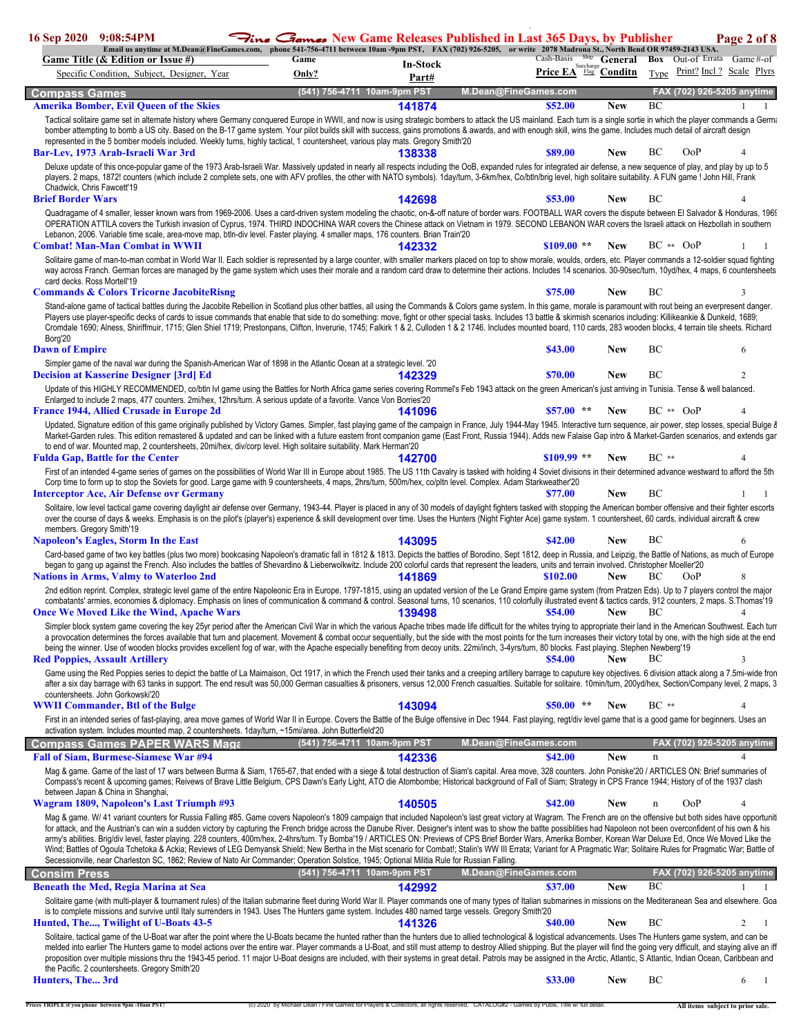# Fine Games New Game Releases Published in Last 365 Days, by Publisher

16 Sep 2020 9:08:54PM

Email us anytime at M.Dean@FineGames.com, phone 541-756-4711 between 10am -9pm PST, FAX (702) 926-5205, or write 2078 Madrona St., North Bend OR 97459-2143 USA.

| Game Title (& Edition or Issue #) / Specific Condition, Subject, Designer, Year | Game Only? | In-Stock Part# | Cash-Basis Price EA | Ship Surcharge Flag | General Conditn | Box Type | Out-of Print? | Errata Incl ? | Game Scale | #-of Plyrs |
|---|---|---|---|---|---|---|---|---|---|---|

## Compass Games

(541) 756-4711 10am-9pm PST — M.Dean@FineGames.com — FAX (702) 926-5205 anytime

**Amerika Bomber, Evil Queen of the Skies** — 141874 — $52.00 — New — BC — 1 — 1

Tactical solitaire game set in alternate history where Germany conquered Europe in WWII, and now is using strategic bombers to attack the US mainland. Each turn is a single sortie in which the player commands a Germa bomber attempting to bomb a US city. Based on the B-17 game system. Your pilot builds skill with success, gains promotions & awards, and with enough skill, wins the game. Includes much detail of aircraft design represented in the 5 bomber models included. Weekly turns, highly tactical, 1 countersheet, various play mats. Gregory Smith'20

**Bar-Lev, 1973 Arab-Israeli War 3rd** — 138338 — $89.00 — New — BC — OoP — 4

Deluxe update of this once-popular game of the 1973 Arab-Israeli War. Massively updated in nearly all respects including the OoB, expanded rules for integrated air defense, a new sequence of play, and play by up to 5 players. 2 maps, 1872! counters (which include 2 complete sets, one with AFV profiles, the other with NATO symbols). 1day/turn, 3-6km/hex, Co/btln/brig level, high solitaire suitability. A FUN game ! John Hill, Frank Chadwick, Chris Fawcett'19

**Brief Border Wars** — 142698 — $53.00 — New — BC — 4

Quadragame of 4 smaller, lesser known wars from 1969-2006. Uses a card-driven system modeling the chaotic, on-&-off nature of border wars. FOOTBALL WAR covers the dispute between El Salvador & Honduras, 1969 OPERATION ATTILA covers the Turkish invasion of Cyprus, 1974. THIRD INDOCHINA WAR covers the Chinese attack on Vietnam in 1979. SECOND LEBANON WAR covers the Israeli attack on Hezbollah in southern Lebanon, 2006. Variable time scale, area-move map, btln-div level. Faster playing. 4 smaller maps, 176 counters. Brian Train'20

**Combat! Man-Man Combat in WWII** — 142332 — $109.00 ** — New — BC ** — OoP — 1 — 1

Solitaire game of man-to-man combat in World War II. Each soldier is represented by a large counter, with smaller markers placed on top to show morale, woulds, orders, etc. Player commands a 12-soldier squad fighting way across Franch. German forces are managed by the game system which uses their morale and a random card draw to determine their actions. Includes 14 scenarios. 30-90sec/turn, 10yd/hex, 4 maps, 6 countersheets card decks. Ross Mortell'19

**Commands & Colors Tricorne JacobiteRisng** — $75.00 — New — BC — 3

Stand-alone game of tactical battles during the Jacobite Rebellion in Scotland plus other battles, all using the Commands & Colors game system. In this game, morale is paramount with rout being an everpresent danger. Players use player-specific decks of cards to issue commands that enable that side to do something: move, fight or other special tasks. Includes 13 battle & skirmish scenarios including: Killiekankie & Dunkeld, 1689; Cromdale 1690; Alness, Shiriffmuir, 1715; Glen Shiel 1719; Prestonpans, Clifton, Inverurie, 1745; Falkirk 1 & 2, Culloden 1 & 2 1746. Includes mounted board, 110 cards, 283 wooden blocks, 4 terrain tile sheets. Richard Borg'20

**Dawn of Empire** — $43.00 — New — BC — 6

Simpler game of the naval war during the Spanish-American War of 1898 in the Atlantic Ocean at a strategic level. '20

**Decision at Kasserine Designer [3rd] Ed** — 142329 — $70.00 — New — BC — 2

Update of this HIGHLY RECOMMENDED, co/btln lvl game using the Battles for North Africa game series covering Rommel's Feb 1943 attack on the green American's just arriving in Tunisia. Tense & well balanced. Enlarged to include 2 maps, 477 counters. 2mi/hex, 12hrs/turn. A serious update of a favorite. Vance Von Borries'20

**France 1944, Allied Crusade in Europe 2d** — 141096 — $57.00 ** — New — BC ** — OoP — 4

Updated, Signature edition of this game originally published by Victory Games. Simpler, fast playing game of the campaign in France, July 1944-May 1945. Interactive turn sequence, air power, step losses, special Bulge & Market-Garden rules. This edition remastered & updated and can be linked with a future eastern front companion game (East Front, Russia 1944). Adds new Falaise Gap intro & Market-Garden scenarios, and extends gar to end of war. Mounted map, 2 countersheets, 20mi/hex, div/corp level. High solitaire suitability. Mark Herman'20

**Fulda Gap, Battle for the Center** — 142700 — $109.99 ** — New — BC ** — 4

First of an intended 4-game series of games on the possibilities of World War III in Europe about 1985. The US 11th Cavalry is tasked with holding 4 Soviet divisions in their determined advance westward to afford the 5th Corp time to form up to stop the Soviets for good. Large game with 9 countersheets, 4 maps, 2hrs/turn, 500m/hex, co/pltn level. Complex. Adam Starkweather'20

**Interceptor Ace, Air Defense ovr Germany** — $77.00 — New — BC — 1 — 1

Solitaire, low level tactical game covering daylight air defense over Germany, 1943-44. Player is placed in any of 30 models of daylight fighters tasked with stopping the American bomber offensive and their fighter escorts over the course of days & weeks. Emphasis is on the pilot's (player's) experience & skill development over time. Uses the Hunters (Night Fighter Ace) game system. 1 countersheet, 60 cards, individual aircraft & crew members. Gregory Smith'19

**Napoleon's Eagles, Storm In the East** — 143095 — $42.00 — New — BC — 6

Card-based game of two key battles (plus two more) bookcasing Napoleon's dramatic fall in 1812 & 1813. Depicts the battles of Borodino, Sept 1812, deep in Russia, and Leipzig, the Battle of Nations, as much of Europe began to gang up against the French. Also includes the battles of Shevardino & Lieberwolkwitz. Include 200 colorful cards that represent the leaders, units and terrain involved. Christopher Moeller'20

**Nations in Arms, Valmy to Waterloo 2nd** — 141869 — $102.00 — New — BC — OoP — 8

2nd edition reprint. Complex, strategic level game of the entire Napoleonic Era in Europe, 1797-1815, using an updated version of the Le Grand Empire game system (from Pratzen Eds). Up to 7 players control the major combatants' armies, economies & diplomacy. Emphasis on lines of communication & command & control. Seasonal turns, 10 scenarios, 110 colorfully illustrated event & tactics cards, 912 counters, 2 maps. S.Thomas'19

**Once We Moved Like the Wind, Apache Wars** — 139498 — $54.00 — New — BC — 4

Simpler block system game covering the key 25yr period after the American Civil War in which the various Apache tribes made life difficult for the whites trying to appropriate their land in the American Southwest. Each turn a provocation determines the forces available that turn and placement. Movement & combat occur sequentially, but the side with the most points for the turn increases their victory total by one, with the high side at the end being the winner. Use of wooden blocks provides excellent fog of war, with the Apache especially benefiting from decoy units. 22mi/inch, 3-4yrs/turn, 80 blocks. Fast playing. Stephen Newberg'19

**Red Poppies, Assault Artillery** — $54.00 — New — BC — 3

Game using the Red Poppies series to depict the battle of La Maimaison, Oct 1917, in which the French used their tanks and a creeping artillery barrage to caputure key objectives. 6 division attack along a 7.5mi-wide fron after a six day barrage with 63 tanks in support. The end result was 50,000 German casualties & prisoners, versus 12,000 French casualties. Suitable for solitaire. 10min/turn, 200yd/hex, Section/Company level, 2 maps, 3 countersheets. John Gorkowski'20

**WWII Commander, Btl of the Bulge** — 143094 — $50.00 ** — New — BC ** — 4

First in an intended series of fast-playing, area move games of World War II in Europe. Covers the Battle of the Bulge offensive in Dec 1944. Fast playing, regt/div level game that is a good game for beginners. Uses an activation system. Includes mounted map, 2 countersheets. 1day/turn, ~15mi/area. John Butterfield'20

## Compass Games PAPER WARS Maga

(541) 756-4711 10am-9pm PST — M.Dean@FineGames.com — FAX (702) 926-5205 anytime

**Fall of Siam, Burmese-Siamese War #94** — 142336 — $42.00 — New — n — 4

Mag & game. Game of the last of 17 wars between Burma & Siam, 1765-67, that ended with a siege & total destruction of Siam's capital. Area move, 328 counters. John Poniske'20 / ARTICLES ON: Brief summaries of Compass's recent & upcoming games; Reivews of Brave Little Belgium, CPS Dawn's Early Light, ATO die Atombombe; Historical background of Fall of Siam; Strategy in CPS France 1944; History of of the 1937 clash between Japan & China in Shanghai,

**Wagram 1809, Napoleon's Last Triumph #93** — 140505 — $42.00 — New — n — OoP — 4

Mag & game. W/ 41 variant counters for Russia Falling #85. Game covers Napoleon's 1809 campaign that included Napoleon's last great victory at Wagram. The French are on the offensive but both sides have opportuniti for attack, and the Austrian's can win a sudden victory by capturing the French bridge across the Danube River. Designer's intent was to show the batlle possiblities had Napoleon not been overconfident of his own & his army's abilities. Brig/div level, faster playing. 228 counters, 400m/hex, 2-4hrs/turn. Ty Bomba'19 / ARTICLES ON: Previews of CPS Brief Border Wars, Amerika Bomber, Korean War Deluxe Ed, Once We Moved Like the Wind; Battles of Ogoula Tchetoka & Ackia; Reviews of LEG Demyansk Shield; New Bertha in the Mist scenario for Combat!; Stalin's WW III Errata; Variant for A Pragmatic War; Solitaire Rules for Pragmatic War; Battle of Secessionville, near Charleston SC, 1862; Review of Nato Air Commander; Operation Solstice, 1945; Optional Militia Rule for Russian Falling.

## Consim Press

(541) 756-4711 10am-9pm PST — M.Dean@FineGames.com — FAX (702) 926-5205 anytime

**Beneath the Med, Regia Marina at Sea** — 142992 — $37.00 — New — BC — 1 — 1

Solitaire game (with multi-player & tournament rules) of the Italian submarine fleet during World War II. Player commands one of many types of Italian submarines in missions on the Mediterranean Sea and elsewhere. Goa is to complete missions and survive until Italy surrenders in 1943. Uses The Hunters game system. Includes 480 named targe vessels. Gregory Smith'20

**Hunted, The..., Twilight of U-Boats 43-5** — 141326 — $40.00 — New — BC — 2 — 1

Solitaire, tactical game of the U-Boat war after the point where the U-Boats became the hunted rather than the hunters due to allied technological & logistical advancements. Uses The Hunters game system, and can be melded into earlier The Hunters game to model actions over the entire war. Player commands a U-Boat, and still must attemp to destroy Allied shipping. But the player will find the going very difficult, and staying alive an iff proposition over multiple missions thru the 1943-45 period. 11 major U-Boat designs are included, with their systems in great detail. Patrols may be assigned in the Arctic, Atlantic, S Atlantic, Indian Ocean, Caribbean and the Pacific. 2 countersheets. Gregory Smith'20

**Hunters, The... 3rd** — $33.00 — New — BC — 6 — 1

Prices TRIPLE if you phone between 9pm -10am PST! — (c) 2020 by Michael Dean / Fine Games for Players & Collectors; all rights reserved. CATALOG#2 - Games by Publs, Title w/ full detail. — All items subject to prior sale.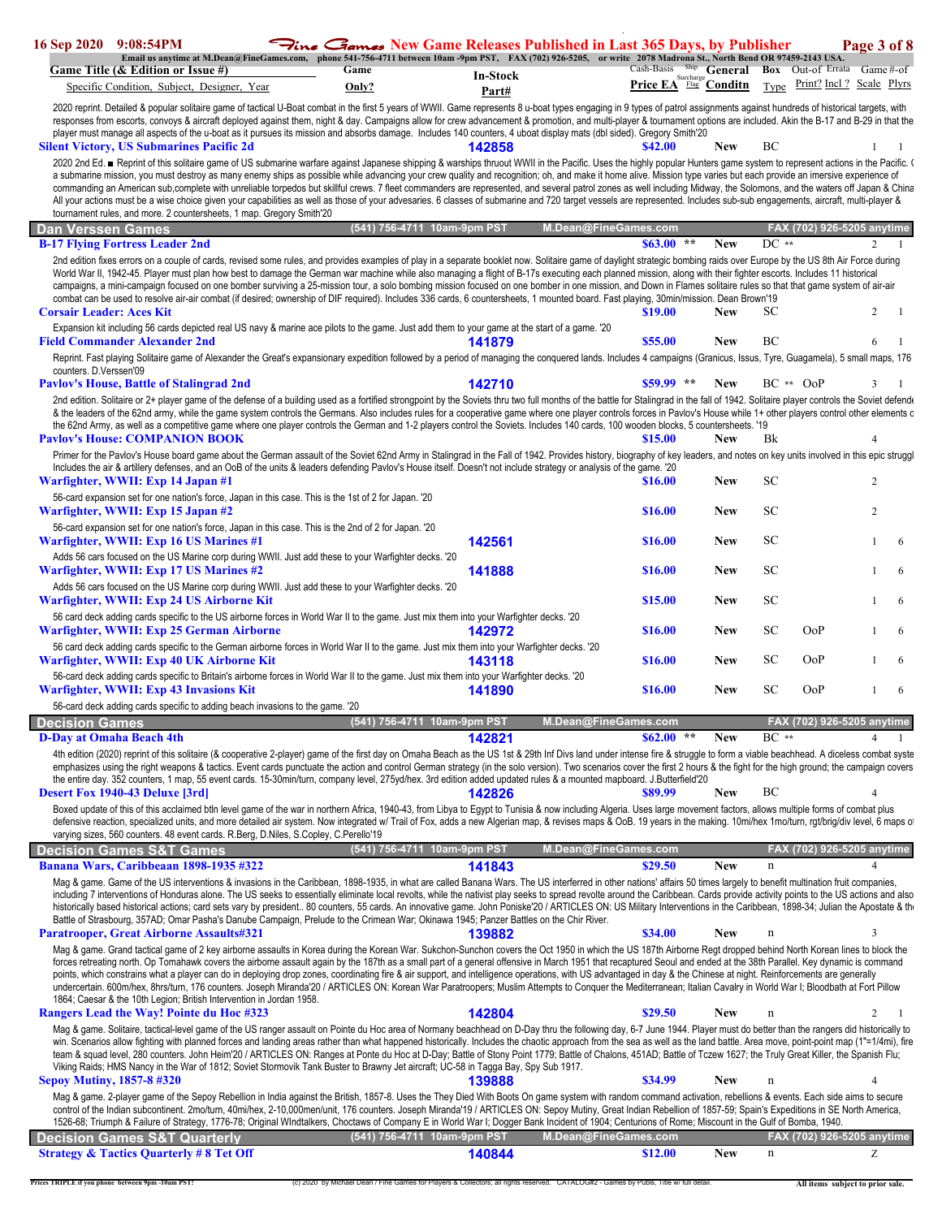| Game Title (& Edition or Issue #) Specific Condition, Subject, Designer, Year | Game Only? | In-Stock Part# | Cash-Basis Price EA | Ship Surcharge Flag | General Conditn | Box Type | Out-of Print? | Errata Incl ? | Game Scale | #-of Plyrs |
|---|---|---|---|---|---|---|---|---|---|---|

2020 reprint. Detailed & popular solitaire game of tactical U-Boat combat in the first 5 years of WWII. Game represents 8 u-boat types engaging in 9 types of patrol assignments against hundreds of historical targets, with responses from escorts, convoys & aircraft deployed against them, night & day. Campaigns allow for crew advancement & promotion, and multi-player & tournament options are included. Akin the B-17 and B-29 in that the player must manage all aspects of the u-boat as it pursues its mission and absorbs damage. Includes 140 counters, 4 uboat display mats (dbl sided). Gregory Smith'20

**Silent Victory, US Submarines Pacific 2d** | 142858 | $42.00 | New | BC | 1 | 1

2020 2nd Ed. ■ Reprint of this solitaire game of US submarine warfare against Japanese shipping & warships thruout WWII in the Pacific. Uses the highly popular Hunters game system to represent actions in the Pacific. a submarine mission, you must destroy as many enemy ships as possible while advancing your crew quality and recognition; oh, and make it home alive. Mission type varies but each provide an inmersive experience of commanding an American sub,complete with unreliable torpedos but skillful crews. 7 fleet commanders are represented, and several patrol zones as well including Midway, the Solomons, and the waters off Japan & China. All your actions must be a wise choice given your capabilities as well as those of your adversaries. 6 classes of submarine and 720 target vessels are represented. Includes sub-sub engagements, aircraft, multi-player & tournament rules, and more. 2 countersheets, 1 map. Gregory Smith'20

## Dan Verssen Games

(541) 756-4711 10am-9pm PST | M.Dean@FineGames.com | FAX (702) 926-5205 anytime

**B-17 Flying Fortress Leader 2nd** | $63.00 ** | New | DC ** | 2 | 1

2nd edition fixes errors on a couple of cards, revised some rules, and provides examples of play in a separate booklet now. Solitaire game of daylight strategic bombing raids over Europe by the US 8th Air Force during World War II, 1942-45. Player must plan how best to damage the German war machine while also managing a flight of B-17s executing each planned mission, along with their fighter escorts. Includes 11 historical campaigns, a mini-campaign focused on one bomber surviving a 25-mission tour, a solo bombing mission focused on one bomber in one mission, and Down in Flames solitaire rules so that that game system of air-air combat can be used to resolve air-air combat (if desired; ownership of DIF required). Includes 336 cards, 6 countersheets, 1 mounted board. Fast playing, 30min/mission. Dean Brown'19

**Corsair Leader: Aces Kit** | $19.00 | New | SC | 2 | 1

Expansion kit including 56 cards depicted real US navy & marine ace pilots to the game. Just add them to your game at the start of a game. '20

**Field Commander Alexander 2nd** | 141879 | $55.00 | New | BC | 6 | 1

Reprint. Fast playing Solitaire game of Alexander the Great's expansionary expedition followed by a period of managing the conquered lands. Includes 4 campaigns (Granicus, Issus, Tyre, Guagamela), 5 small maps, 176 counters. D.Verssen'09

**Pavlov's House, Battle of Stalingrad 2nd** | 142710 | $59.99 ** | New | BC ** | OoP | 3 | 1

2nd edition. Solitaire or 2+ player game of the defense of a building used as a fortified strongpoint by the Soviets thru two full months of the battle for Stalingrad in the fall of 1942. Solitaire player controls the Soviet defende & the leaders of the 62nd army, while the game system controls the Germans. Also includes rules for a cooperative game where one player controls forces in Pavlov's House while 1+ other players control other elements c the 62nd Army, as well as a competitive game where one player controls the German and 1-2 players control the Soviets. Includes 140 cards, 100 wooden blocks, 5 countersheets. '19

**Pavlov's House: COMPANION BOOK** | $15.00 | New | Bk | 4

Primer for the Pavlov's House board game about the German assault of the Soviet 62nd Army in Stalingrad in the Fall of 1942. Provides history, biography of key leaders, and notes on key units involved in this epic struggl Includes the air & artillery defenses, and an OoB of the units & leaders defending Pavlov's House itself. Doesn't include strategy or analysis of the game. '20

**Warfighter, WWII: Exp 14 Japan #1** | $16.00 | New | SC | 2

56-card expansion set for one nation's force, Japan in this case. This is the 1st of 2 for Japan. '20

**Warfighter, WWII: Exp 15 Japan #2** | $16.00 | New | SC | 2

56-card expansion set for one nation's force, Japan in this case. This is the 2nd of 2 for Japan. '20

**Warfighter, WWII: Exp 16 US Marines #1** | 142561 | $16.00 | New | SC | 1 | 6

Adds 56 cars focused on the US Marine corp during WWII. Just add these to your Warfighter decks. '20

**Warfighter, WWII: Exp 17 US Marines #2** | 141888 | $16.00 | New | SC | 1 | 6

Adds 56 cars focused on the US Marine corp during WWII. Just add these to your Warfighter decks. '20

**Warfighter, WWII: Exp 24 US Airborne Kit** | $15.00 | New | SC | 1 | 6

56 card deck adding cards specific to the US airborne forces in World War II to the game. Just mix them into your Warfighter decks. '20

**Warfighter, WWII: Exp 25 German Airborne** | 142972 | $16.00 | New | SC | OoP | 1 | 6

56 card deck adding cards specific to the German airborne forces in World War II to the game. Just mix them into your Warfighter decks. '20

**Warfighter, WWII: Exp 40 UK Airborne Kit** | 143118 | $16.00 | New | SC | OoP | 1 | 6

56-card deck adding cards specific to Britain's airborne forces in World War II to the game. Just mix them into your Warfighter decks. '20

**Warfighter, WWII: Exp 43 Invasions Kit** | 141890 | $16.00 | New | SC | OoP | 1 | 6

56-card deck adding cards specific to adding beach invasions to the game. '20

## Decision Games

(541) 756-4711 10am-9pm PST | M.Dean@FineGames.com | FAX (702) 926-5205 anytime

**D-Day at Omaha Beach 4th** | 142821 | $62.00 ** | New | BC ** | 4 | 1

4th edition (2020) reprint of this solitaire (& cooperative 2-player) game of the first day on Omaha Beach as the US 1st & 29th Inf Divs land under intense fire & struggle to form a viable beachhead. A diceless combat syste emphasizes using the right weapons & tactics. Event cards punctuate the action and control German strategy (in the solo version). Two scenarios cover the first 2 hours & the fight for the high ground; the campaign covers the entire day. 352 counters, 1 map, 55 event cards. 15-30min/turn, company level, 275yd/hex. 3rd edition added updated rules & a mounted mapboard. J.Butterfield'20

**Desert Fox 1940-43 Deluxe [3rd]** | 142826 | $89.99 | New | BC | 4

Boxed update of this of this acclaimed btln level game of the war in northern Africa, 1940-43, from Libya to Egypt to Tunisia & now including Algeria. Uses large movement factors, allows multiple forms of combat plus defensive reaction, specialized units, and more detailed air system. Now integrated w/ Trail of Fox, adds a new Algerian map, & revises maps & OoB. 19 years in the making. 10mi/hex 1mo/turn, rgt/brig/div level, 6 maps o varying sizes, 560 counters. 48 event cards. R.Berg, D.Niles, S.Copley, C.Perello'19

## Decision Games S&T Games

(541) 756-4711 10am-9pm PST | M.Dean@FineGames.com | FAX (702) 926-5205 anytime

**Banana Wars, Caribbeaan 1898-1935 #322** | 141843 | $29.50 | New | n | 4

Mag & game. Game of the US interventions & invasions in the Caribbean, 1898-1935, in what are called Banana Wars. The US interferred in other nations' affairs 50 times largely to benefit multination fruit companies, including 7 interventions of Honduras alone. The US seeks to essentially eliminate local revolts, while the nativist play seeks to spread revolt around the Caribbean. Cards provide activity points to the US actions and also historically based historical actions; card sets vary by president.. 80 counters, 55 cards. An innovative game. John Poniske'20 / ARTICLES ON: US Military Interventions in the Caribbean, 1898-34; Julian the Apostate & the Battle of Strasbourg, 357AD; Omar Pasha's Danube Campaign, Prelude to the Crimean War; Okinawa 1945; Panzer Battles on the Chir River.

**Paratrooper, Great Airborne Assaults#321** | 139882 | $34.00 | New | n | 3

Mag & game. Grand tactical game of 2 key airborne assaults in Korea during the Korean War. Sukchon-Sunchon covers the Oct 1950 in which the US 187th Airborne Regt dropped behind North Korean lines to block the forces retreating north. Op Tomahawk covers the airborne assault again by the 187th as a small part of a general offensive in March 1951 that recaptured Seoul and ended at the 38th Parallel. Key dynamic is command points, which constrains what a player can do in deploying drop zones, coordinating fire & air support, and intelligence operations, with US advantaged in day & the Chinese at night. Reinforcements are generally undercertain. 600m/hex, 8hrs/turn, 176 counters. Joseph Miranda'20 / ARTICLES ON: Korean War Paratroopers; Muslim Attempts to Conquer the Mediterranean; Italian Cavalry in World War I; Bloodbath at Fort Pillow 1864; Caesar & the 10th Legion; British Intervention in Jordan 1958.

**Rangers Lead the Way! Pointe du Hoc #323** | 142804 | $29.50 | New | n | 2 | 1

Mag & game. Solitaire, tactical-level game of the US ranger assault on Pointe du Hoc area of Normany beachhead on D-Day thru the following day, 6-7 June 1944. Player must do better than the rangers did historically to win. Scenarios allow fighting with planned forces and landing areas rather than what happened historically. Includes the chaotic approach from the sea as well as the land battle. Area move, point-point map (1"=1/4mi), fire team & squad level, 280 counters. John Heim'20 / ARTICLES ON: Ranges at Pointe du Hoc at D-Day; Battle of Stony Point 1779; Battle of Chalons, 451AD; Battle of Tczew 1627; the Truly Great Killer, the Spanish Flu; Viking Raids; HMS Nancy in the War of 1812; Soviet Stormovik Tank Buster to Brawny Jet aircraft; UC-58 in Tagga Bay, Spy Sub 1917.

**Sepoy Mutiny, 1857-8 #320** | 139888 | $34.99 | New | n | 4

Mag & game. 2-player game of the Sepoy Rebellion in India against the British, 1857-8. Uses the They Died With Boots On game system with random command activation, rebellions & events. Each side aims to secure control of the Indian subcontinent. 2mo/turn, 40mi/hex, 2-10,000men/unit, 176 counters. Joseph Miranda'19 / ARTICLES ON: Sepoy Mutiny, Great Indian Rebellion of 1857-59; Spain's Expeditions in SE North America, 1526-68; Triumph & Failure of Strategy, 1776-78; Original WIndtalkers, Choctaws of Company E in World War I; Dogger Bank Incident of 1904; Centurions of Rome; Miscount in the Gulf of Bomba, 1940.

## Decision Games S&T Quarterly

(541) 756-4711 10am-9pm PST | M.Dean@FineGames.com | FAX (702) 926-5205 anytime

**Strategy & Tactics Quarterly # 8 Tet Off** | 140844 | $12.00 | New | n | Z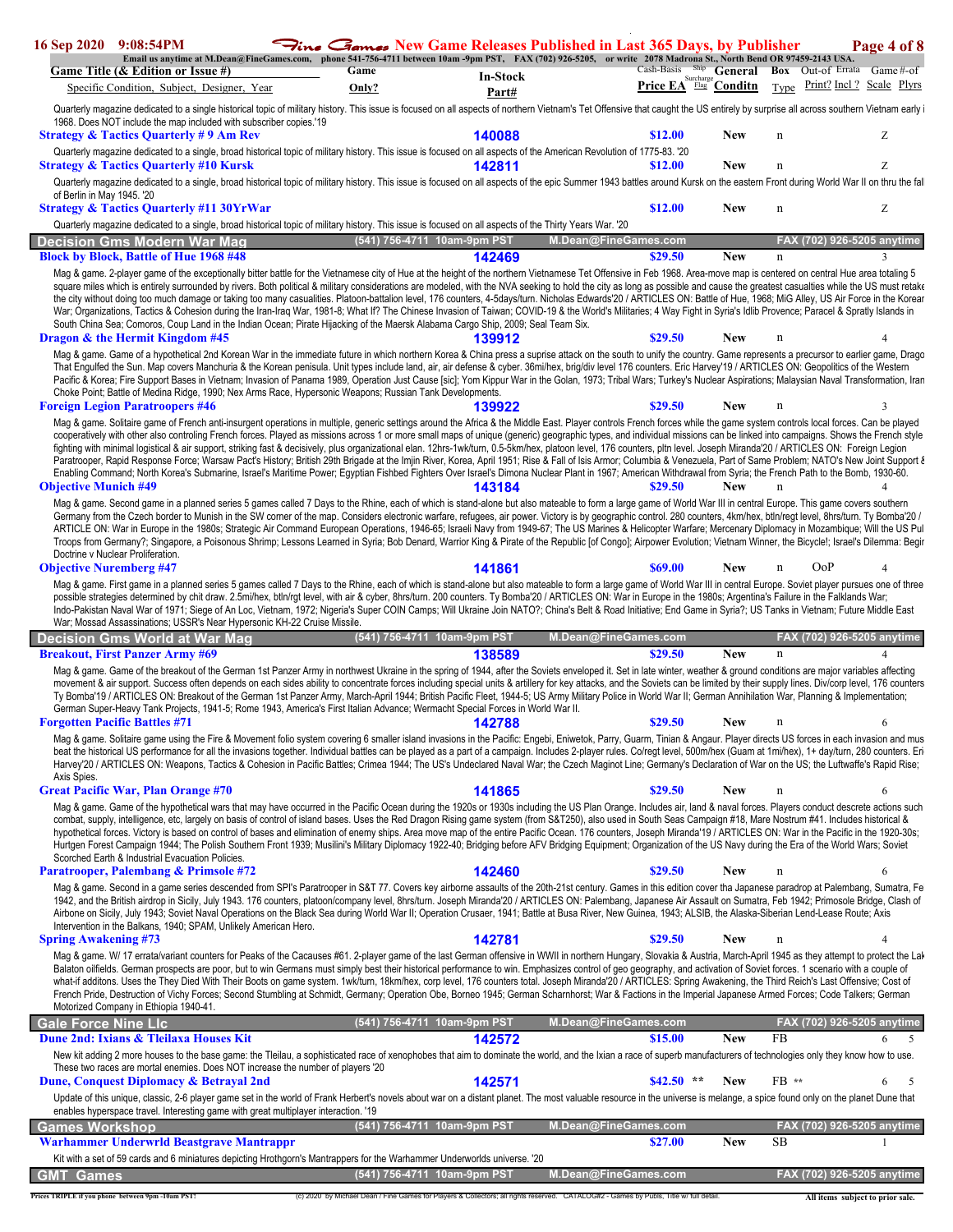Quarterly magazine dedicated to a single historical topic of military history. This issue is focused on all aspects of northern Vietnam's Tet Offensive that caught the US entirely by surprise all across southern Vietnam early i 1968. Does NOT include the map included with subscriber copies.'19

**Strategy & Tactics Quarterly # 9 Am Rev** — 140088 — $12.00 — New — n — Z

Quarterly magazine dedicated to a single, broad historical topic of military history. This issue is focused on all aspects of the American Revolution of 1775-83. '20

**Strategy & Tactics Quarterly #10 Kursk** — 142811 — $12.00 — New — n — Z

Quarterly magazine dedicated to a single, broad historical topic of military history. This issue is focused on all aspects of the epic Summer 1943 battles around Kursk on the eastern Front during World War II on thru the fal of Berlin in May 1945. '20

**Strategy & Tactics Quarterly #11 30YrWar** — $12.00 — New — n — Z

Quarterly magazine dedicated to a single, broad historical topic of military history. This issue is focused on all aspects of the Thirty Years War. '20

## Decision Gms Modern War Mag

**Block by Block, Battle of Hue 1968 #48** — 142469 — $29.50 — New — n — 3

Mag & game. 2-player game of the exceptionally bitter battle for the Vietnamese city of Hue at the height of the northern Vietnamese Tet Offensive in Feb 1968. Area-move map is centered on central Hue area totaling 5 square miles which is entirely surrounded by rivers. Both political & military considerations are modeled, with the NVA seeking to hold the city as long as possible and cause the greatest casualties while the US must retake the city without doing too much damage or taking too many casualties. Platoon-battalion level, 176 counters, 4-5days/turn. Nicholas Edwards'20 / ARTICLES ON: Battle of Hue, 1968; MiG Alley, US Air Force in the Korean War; Organizations, Tactics & Cohesion during the Iran-Iraq War, 1981-8; What If? The Chinese Invasion of Taiwan; COVID-19 & the World's Militaries; 4 Way Fight in Syria's Idlib Provence; Paracel & Spratly Islands in South China Sea; Comoros, Coup Land in the Indian Ocean; Pirate Hijacking of the Maersk Alabama Cargo Ship, 2009; Seal Team Six.

**Dragon & the Hermit Kingdom #45** — 139912 — $29.50 — New — n — 4

Mag & game. Game of a hypothetical 2nd Korean War in the immediate future in which northern Korea & China press a suprise attack on the south to unify the country. Game represents a precursor to earlier game, Drago That Engulfed the Sun. Map covers Manchuria & the Korean penisula. Unit types include land, air, air defense & cyber. 36mi/hex, brig/div level 176 counters. Eric Harvey'19 / ARTICLES ON: Geopolitics of the Western Pacific & Korea; Fire Support Bases in Vietnam; Invasion of Panama 1989, Operation Just Cause [sic]; Yom Kippur War in the Golan, 1973; Tribal Wars; Turkey's Nuclear Aspirations; Malaysian Naval Transformation, Iran Choke Point; Battle of Medina Ridge, 1990; Nex Arms Race, Hypersonic Weapons; Russian Tank Developments.

**Foreign Legion Paratroopers #46** — 139922 — $29.50 — New — n — 3

Mag & game. Solitaire game of French anti-insurgent operations in multiple, generic settings around the Africa & the Middle East. Player controls French forces while the game system controls local forces. Can be played cooperatively with other also controling French forces. Played as missions across 1 or more small maps of unique (generic) geographic types, and individual missions can be linked into campaigns. Shows the French style fighting with minimal logistical & air support, striking fast & decisively, plus organizational elan. 12hrs-1wk/turn, 0.5-5km/hex, platoon level, 176 counters, pltn level. Joseph Miranda'20 / ARTICLES ON: Foreign Legion Paratrooper, Rapid Response Force; Warsaw Pact's History; British 29th Brigade at the Imjin River, Korea, April 1951; Rise & Fall of Isis Armor; Columbia & Venezuela, Part of Same Problem; NATO's New Joint Support & Enabling Command; North Korea's Submarine, Israel's Maritime Power; Egyptian Fishbed Fighters Over Israel's Dimona Nuclear Plant in 1967; American Withdrawal from Syria; the French Path to the Bomb, 1930-60.

**Objective Munich #49** — 143184 — $29.50 — New — n — 4

Mag & game. Second game in a planned series 5 games called 7 Days to the Rhine, each of which is stand-alone but also mateable to form a large game of World War III in central Europe. This game covers southern Germany from the Czech border to Munish in the SW corner of the map. Considers electronic warfare, refugees, air power. Victory is by geographic control. 280 counters, 4km/hex, btln/regt level, 8hrs/turn. Ty Bomba'20 / ARTICLE ON: War in Europe in the 1980s; Strategic Air Command European Operations, 1946-65; Israeli Navy from 1949-67; The US Marines & Helicopter Warfare; Mercenary Diplomacy in Mozambique; Will the US Pul Troops from Germany?; Singapore, a Poisonous Shrimp; Lessons Learned in Syria; Bob Denard, Warrior King & Pirate of the Republic [of Congo]; Airpower Evolution; Vietnam Winner, the Bicycle!; Israel's Dilemma: Begir Doctrine v Nuclear Proliferation.

**Objective Nuremberg #47** — 141861 — $69.00 — New — n — OoP — 4

Mag & game. First game in a planned series 5 games called 7 Days to the Rhine, each of which is stand-alone but also mateable to form a large game of World War III in central Europe. Soviet player pursues one of three possible strategies determined by chit draw. 2.5mi/hex, btln/rgt level, with air & cyber, 8hrs/turn. 200 counters. Ty Bomba'20 / ARTICLES ON: War in Europe in the 1980s; Argentina's Failure in the Falklands War; Indo-Pakistan Naval War of 1971; Siege of An Loc, Vietnam, 1972; Nigeria's Super COIN Camps; Will Ukraine Join NATO?; China's Belt & Road Initiative; End Game in Syria?; US Tanks in Vietnam; Future Middle East War; Mossad Assassinations; USSR's Near Hypersonic KH-22 Cruise Missile.

## Decision Gms World at War Mag

**Breakout, First Panzer Army #69** — 138589 — $29.50 — New — n — 4

Mag & game. Game of the breakout of the German 1st Panzer Army in northwest Ukraine in the spring of 1944, after the Soviets enveloped it. Set in late winter, weather & ground conditions are major variables affecting movement & air support. Success often depends on each sides ability to concentrate forces including special units & artillery for key attacks, and the Soviets can be limited by their supply lines. Div/corp level, 176 counters Ty Bomba'19 / ARTICLES ON: Breakout of the German 1st Panzer Army, March-April 1944; British Pacific Fleet, 1944-5; US Army Military Police in World War II; German Annihilation War, Planning & Implementation; German Super-Heavy Tank Projects, 1941-5; Rome 1943, America's First Italian Advance; Wermacht Special Forces in World War II.

**Forgotten Pacific Battles #71** — 142788 — $29.50 — New — n — 6

Mag & game. Solitaire game using the Fire & Movement folio system covering 6 smaller island invasions in the Pacific: Engebi, Eniwetok, Parry, Guarm, Tinian & Angaur. Player directs US forces in each invasion and mus beat the historical US performance for all the invasions together. Individual battles can be played as a part of a campaign. Includes 2-player rules. Co/regt level, 500m/hex (Guam at 1mi/hex), 1+ day/turn, 280 counters. Eri Harvey'20 / ARTICLES ON: Weapons, Tactics & Cohesion in Pacific Battles; Crimea 1944; The US's Undeclared Naval War; the Czech Maginot Line; Germany's Declaration of War on the US; the Luftwaffe's Rapid Rise; Axis Spies.

**Great Pacific War, Plan Orange #70** — 141865 — $29.50 — New — n — 6

Mag & game. Game of the hypothetical wars that may have occurred in the Pacific Ocean during the 1920s or 1930s including the US Plan Orange. Includes air, land & naval forces. Players conduct descrete actions such combat, supply, intelligence, etc, largely on basis of control of island bases. Uses the Red Dragon Rising game system (from S&T250), also used in South Seas Campaign #18, Mare Nostrum #41. Includes historical & hypothetical forces. Victory is based on control of bases and elimination of enemy ships. Area move map of the entire Pacific Ocean. 176 counters, Joseph Miranda'19 / ARTICLES ON: War in the Pacific in the 1920-30s; Hurtgen Forest Campaign 1944; The Polish Southern Front 1939; Musilini's Military Diplomacy 1922-40; Bridging before AFV Bridging Equipment; Organization of the US Navy during the Era of the World Wars; Soviet Scorched Earth & Industrial Evacuation Policies.

**Paratrooper, Palembang & Primsole #72** — 142460 — $29.50 — New — n — 6

Mag & game. Second in a game series descended from SPI's Paratrooper in S&T 77. Covers key airborne assaults of the 20th-21st century. Games in this edition cover tha Japanese paradrop at Palembang, Sumatra, Fe 1942, and the British airdrop in Sicily, July 1943. 176 counters, platoon/company level, 8hrs/turn. Joseph Miranda'20 / ARTICLES ON: Palembang, Japanese Air Assault on Sumatra, Feb 1942; Primosole Bridge, Clash of Airbone on Sicily, July 1943; Soviet Naval Operations on the Black Sea during World War II; Operation Crusaer, 1941; Battle at Busa River, New Guinea, 1943; ALSIB, the Alaska-Siberian Lend-Lease Route; Axis Intervention in the Balkans, 1940; SPAM, Unlikely American Hero.

**Spring Awakening #73** — 142781 — $29.50 — New — n — 4

Mag & game. W/ 17 errata/variant counters for Peaks of the Cacauses #61. 2-player game of the last German offensive in WWII in northern Hungary, Slovakia & Austria, March-April 1945 as they attempt to protect the Lak Balaton oilfields. German prospects are poor, but to win Germans must simply best their historical performance to win. Emphasizes control of geo geography, and activation of Soviet forces. 1 scenario with a couple of what-if additons. Uses the They Died With Their Boots on game system. 1wk/turn, 18km/hex, corp level, 176 counters total. Joseph Miranda'20 / ARTICLES: Spring Awakening, the Third Reich's Last Offensive; Cost of French Pride, Destruction of Vichy Forces; Second Stumbling at Schmidt, Germany; Operation Obe, Borneo 1945; German Scharnhorst; War & Factions in the Imperial Japanese Armed Forces; Code Talkers; German Motorized Company in Ethiopia 1940-41.

## Gale Force Nine Llc

**Dune 2nd: Ixians & Tleilaxa Houses Kit** — 142572 — $15.00 — New — FB — 6 — 5

New kit adding 2 more houses to the base game: the Tleilau, a sophisticated race of xenophobes that aim to dominate the world, and the Ixian a race of superb manufacturers of technologies only they know how to use. These two races are mortal enemies. Does NOT increase the number of players '20

**Dune, Conquest Diplomacy & Betrayal 2nd** — 142571 — $42.50 ** — New — FB ** — 6 — 5

Update of this unique, classic, 2-6 player game set in the world of Frank Herbert's novels about war on a distant planet. The most valuable resource in the universe is melange, a spice found only on the planet Dune that enables hyperspace travel. Interesting game with great multiplayer interaction. '19

## Games Workshop

**Warhammer Underwrld Beastgrave Mantrappr** — $27.00 — New — SB — 1

Kit with a set of 59 cards and 6 miniatures depicting Hrothgorn's Mantrappers for the Warhammer Underworlds universe. '20

## GMT Games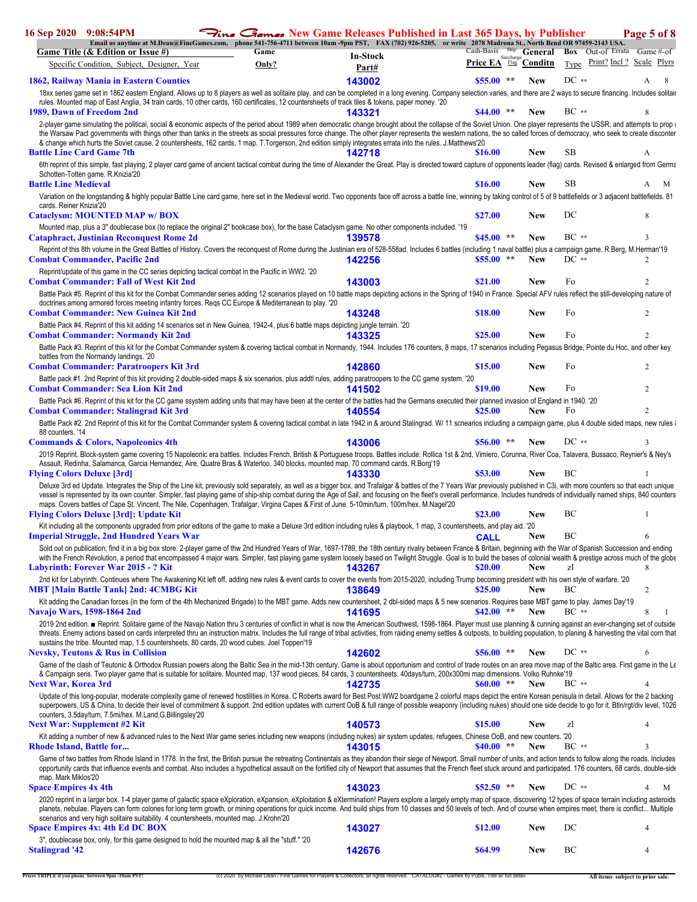# Fine Games New Game Releases Published in Last 365 Days, by Publisher

Email us anytime at M.Dean@FineGames.com, phone 541-756-4711 between 10am -9pm PST, FAX (702) 926-5205, or write 2078 Madrona St., North Bend OR 97459-2143 USA.

| Game Title (& Edition or Issue #) / Specific Condition, Subject, Designer, Year | Game Only? | In-Stock Part# | Cash-Basis Price EA | Ship Surcharge Flag | General Conditn | Box Type | Out-of Print? | Errata Incl ? | Game Scale | #-of Plyrs |
|---|---|---|---|---|---|---|---|---|---|---|
| **1862, Railway Mania in Eastern Counties** | | 143002 | $55.00 | ** | New | DC | ** | | A | 8 |
| 18xx series game set in 1862 eastern England. Allows up to 8 players as well as solitaire play, and can be completed in a long evening. Company selection varies, and there are 2 ways to secure financing. Includes solitai rules. Mounted map of East Anglia, 34 train cards, 10 other cards, 160 certificates, 12 countersheets of track tiles & tokens, paper money. '20 | | | | | | | | | | |
| **1989, Dawn of Freedom 2nd** | | 143321 | $44.00 | ** | New | BC | ** | | | 8 |
| 2-player game simulating the political, social & economic aspects of the period about 1989 when democratic change brought about the collapse of the Soviet Union. One player represents the USSR, and attempts to prop u the Warsaw Pact governments with things other than tanks in the streets as social pressures force change. The other player represents the western nations, the so called forces of democracy, who seek to create disconter & change which hurts the Soviet cause. 2 countersheets, 162 cards, 1 map. T.Torgerson, 2nd edition simply integrates errata into the rules. J.Matthews'20 | | | | | | | | | | |
| **Battle Line Card Game 7th** | | 142718 | $16.00 | | New | SB | | | A | |
| 6th reprint of this simple, fast playing, 2 player card game of ancient tactical combat during the time of Alexander the Great. Play is directed toward capture of opponents leader (flag) cards. Revised & enlarged from Germa Schotten-Totten game. R.Knizia'20 | | | | | | | | | | |
| **Battle Line Medieval** | | | $16.00 | | New | SB | | | A | M |
| Variation on the longstanding & highly popular Battle Line card game, here set in the Medieval world. Two opponents face off across a battle line, winning by taking control of 5 of 9 battlefields or 3 adjacent battlefields. 81 cards. Reiner Knizia'20 | | | | | | | | | | |
| **Cataclysm: MOUNTED MAP w/ BOX** | | | $27.00 | | New | DC | | | | 8 |
| Mounted map, plus a 3" doublecase box (to replace the original 2" bookcase box), for the base Cataclysm game. No other components included. '19 | | | | | | | | | | |
| **Cataphract, Justinian Reconquest Rome 2d** | | 139578 | $45.00 | ** | New | BC | ** | | | 3 |
| Reprint of this 8th volume in the Great Battles of History. Covers the reconquest of Rome during the Justinian era of 528-558ad. Includes 6 battles (including 1 naval battle) plus a campaign game. R.Berg, M.Herman'19 | | | | | | | | | | |
| **Combat Commander, Pacific 2nd** | | 142256 | $55.00 | ** | New | DC | ** | | | 2 |
| Reprint/update of this game in the CC series depicting tactical combat in the Pacific in WW2. '20 | | | | | | | | | | |
| **Combat Commander: Fall of West Kit 2nd** | | 143003 | $21.00 | | New | Fo | | | | 2 |
| Battle Pack #5. Reprint of this kit for the Combat Commander series adding 12 scenarios played on 10 battle maps depicting actions in the Spring of 1940 in France. Special AFV rules reflect the still-developing nature of doctrines among armored forces meeting infantry forces. Reqs CC Europe & Mediterranean to play. '20 | | | | | | | | | | |
| **Combat Commander: New Guinea Kit 2nd** | | 143248 | $18.00 | | New | Fo | | | | 2 |
| Battle Pack #4. Reprint of this kit adding 14 scenarios set in New Guinea, 1942-4, plus 6 battle maps depicting jungle terrain. '20 | | | | | | | | | | |
| **Combat Commander: Normandy Kit 2nd** | | 143325 | $25.00 | | New | Fo | | | | 2 |
| Battle Pack #3. Reprint of this kit for the Combat Commander system & covering tactical combat in Normandy, 1944. Includes 176 counters, 8 maps, 17 scenarios including Pegasus Bridge, Pointe du Hoc, and other key battles from the Normandy landings. '20 | | | | | | | | | | |
| **Combat Commander: Paratroopers Kit 3rd** | | 142860 | $15.00 | | New | Fo | | | | 2 |
| Battle pack #1. 2nd Reprint of this kit providing 2 double-sided maps & six scenarios, plus addtl rules, adding paratroopers to the CC game system. '20 | | | | | | | | | | |
| **Combat Commander: Sea Lion Kit 2nd** | | 141502 | $19.00 | | New | Fo | | | | 2 |
| Battle Pack #6. Reprint of this kit for the CC game ssystem adding units that may have been at the center of the battles had the Germans executed their planned invasion of England in 1940. '20 | | | | | | | | | | |
| **Combat Commander: Stalingrad Kit 3rd** | | 140554 | $25.00 | | New | Fo | | | | 2 |
| Battle Pack #2. 2nd Reprint of this kit for the Combat Commander system & covering tactical combat in late 1942 in & around Stalingrad. W/ 11 scnearios including a campaign game, plus 4 double sided maps, new rules 88 counters. '14 | | | | | | | | | | |
| **Commands & Colors, Napoleonics 4th** | | 143006 | $56.00 | ** | New | DC | ** | | | 3 |
| 2019 Reprint. Block-system game covering 15 Napoleonic era battles. Includes French, British & Portuguese troops. Battles include: Rollica 1st & 2nd, Vimiero, Corunna, River Coa, Talavera, Bussaco, Reynier's & Ney's Assault, Redinha, Salamanca, Garcia Hernandez, Aire, Quatre Bras & Waterloo. 340 blocks, mounted map, 70 command cards. R.Borg'19 | | | | | | | | | | |
| **Flying Colors Deluxe [3rd]** | | 143330 | $53.00 | | New | BC | | | | 1 |
| Deluxe 3rd ed Update. Integrates the Ship of the Line kit, previously sold separately, as well as a bigger box, and Trafalgar & battles of the 7 Years War previously published in C3i, with more counters so that each unique vessel is represented by its own counter. Simpler, fast playing game of ship-ship combat during the Age of Sail, and focusing on the fleet's overall performance. Includes hundreds of individually named ships, 840 counters maps. Covers battles of Cape St. Vincent, The Nile, Copenhagen, Trafalgar, Virgina Capes & First of June. 5-10min/turn, 100m/hex. M.Nagel'20 | | | | | | | | | | |
| **Flying Colors Deluxe [3rd]: Update Kit** | | | $23.00 | | New | BC | | | | 1 |
| Kit including all the components upgraded from prior editons of the game to make a Deluxe 3rd edition including rules & playbook, 1 map, 3 countersheets, and play aid. '20 | | | | | | | | | | |
| **Imperial Struggle, 2nd Hundred Years War** | | | CALL | | New | BC | | | | 6 |
| Sold out on publication; find it in a big box store. 2-player game of thw 2nd Hundred Years of War, 1697-1789, the 18th century rivalry between France & Britain, beginning with the War of Spanish Succession and ending with the French Revolution, a period that encompassed 4 major wars. Simpler, fast playing game system loosely based on Twilight Struggle. Goal is to build the bases of colonial wealth & prestige across much of the globe | | | | | | | | | | |
| **Labyrinth: Forever War 2015 - ? Kit** | | 143267 | $20.00 | | New | zl | | | | 8 |
| 2nd kit for Labyrinth. Continues where The Awakening Kit left off, adding new rules & event cards to cover the events from 2015-2020, including Trump becoming president with his own style of warfare. '20 | | | | | | | | | | |
| **MBT [Main Battle Tank] 2nd: 4CMBG Kit** | | 138649 | $25.00 | | New | BC | | | | 2 |
| Kit adding the Canadian forces (in the form of the 4th Mechanized Brigade) to the MBT game. Adds new countersheet, 2 dbl-sided maps & 5 new scenarios. Requires base MBT game to play. James Day'19 | | | | | | | | | | |
| **Navajo Wars, 1598-1864 2nd** | | 141695 | $42.00 | ** | New | BC | ** | | 8 | 1 |
| 2019 2nd edition. ■ Reprint. Solitaire game of the Navajo Nation thru 3 centuries of conflict in what is now the American Southwest, 1598-1864. Player must use planning & cunning against an ever-changing set of outside threats. Enemy actions based on cards interpreted thru an instruction matrix. Includes the full range of tribal activities, from raiding enemy settles & outposts, to building population, to planing & harvesting the vital corn that sustains the tribe. Mounted map, 1.5 countersheets, 80 cards, 20 wood cubes. Joel Toppen'19 | | | | | | | | | | |
| **Nevsky, Teutons & Rus in Collision** | | 142602 | $56.00 | ** | New | DC | ** | | | 6 |
| Game of the clash of Teutonic & Orthodox Russian powers along the Baltic Sea in the mid-13th century. Game is about opportunism and control of trade routes on an area move map of the Baltic area. First game in the Le & Campaign seris. Two player game that is suitable for solitaire. Mounted map, 137 wood pieces, 84 cards, 3 countersheets. 40days/turn, 200x300mi map dimensions. Volko Ruhnke'19 | | | | | | | | | | |
| **Next War, Korea 3rd** | | 142735 | $60.00 | ** | New | BC | ** | | | 4 |
| Update of this long-popular, moderate complexity game of renewed hostilities in Korea. C Roberts award for Best Post WW2 boardgame 2 colorful maps depict the entire Korean penisula in detail. Allows for the 2 backing superpowers, US & China, to decide their level of commitment & support. 2nd edition updates with current OoB & full range of possible weaponry (including nukes) should one side decide to go for it. Btln/rgt/div level, 1026 counters, 3.5day/turn, 7.5mi/hex. M.Land,G.Billingsley'20 | | | | | | | | | | |
| **Next War: Supplement #2 Kit** | | 140573 | $15.00 | | New | zl | | | | 4 |
| Kit adding a number of new & advanced rules to the Next War game series including new weapons (including nukes) air system updates, refugees, Chinese OoB, and new counters. '20 | | | | | | | | | | |
| **Rhode Island, Battle for...** | | 143015 | $40.00 | ** | New | BC | ** | | | 3 |
| Game of two battles from Rhode Island in 1778. In the first, the British pursue the retreating Continentals as they abandon their siege of Newport. Small number of units, and action tends to follow along the roads. Includes opportunity cards that influence events and combat. Also includes a hypothetical assault on the fortified city of Newport that assumes that the French fleet stuck around and participated. 176 counters, 68 cards, double-side map. Mark Miklos'20 | | | | | | | | | | |
| **Space Empires 4x 4th** | | 143023 | $52.50 | ** | New | DC | ** | | 4 | M |
| 2020 reprint in a larger box. 1-4 player game of galactic space eXploration, eXpansion, eXploitation & eXtermination! Players explore a largely empty map of space, discovering 12 types of space terrain including asteroids planets, nebulae. Players can form colones for long term growth, or mining operations for quick income. And build ships from 10 classes and 50 levels of tech. And of course when empires meet, there is conflict... Multiple scenarios and very high solitaire suitability. 4 countersheets, mounted map. J.Krohn'20 | | | | | | | | | | |
| **Space Empires 4x: 4th Ed DC BOX** | | 143027 | $12.00 | | New | DC | | | | 4 |
| 3", doublecase box, only, for this game designed to hold the mounted map & all the "stuff." '20 | | | | | | | | | | |
| **Stalingrad '42** | | 142676 | $64.99 | | New | BC | | | | 4 |

Prices TRIPLE if you phone between 9pm -10am PST! (c) 2020 by Michael Dean / Fine Games for Players & Collectors; all rights reserved. CATALOG#2 - Games by Pubs, Title w/ full detail. All items subject to prior sale.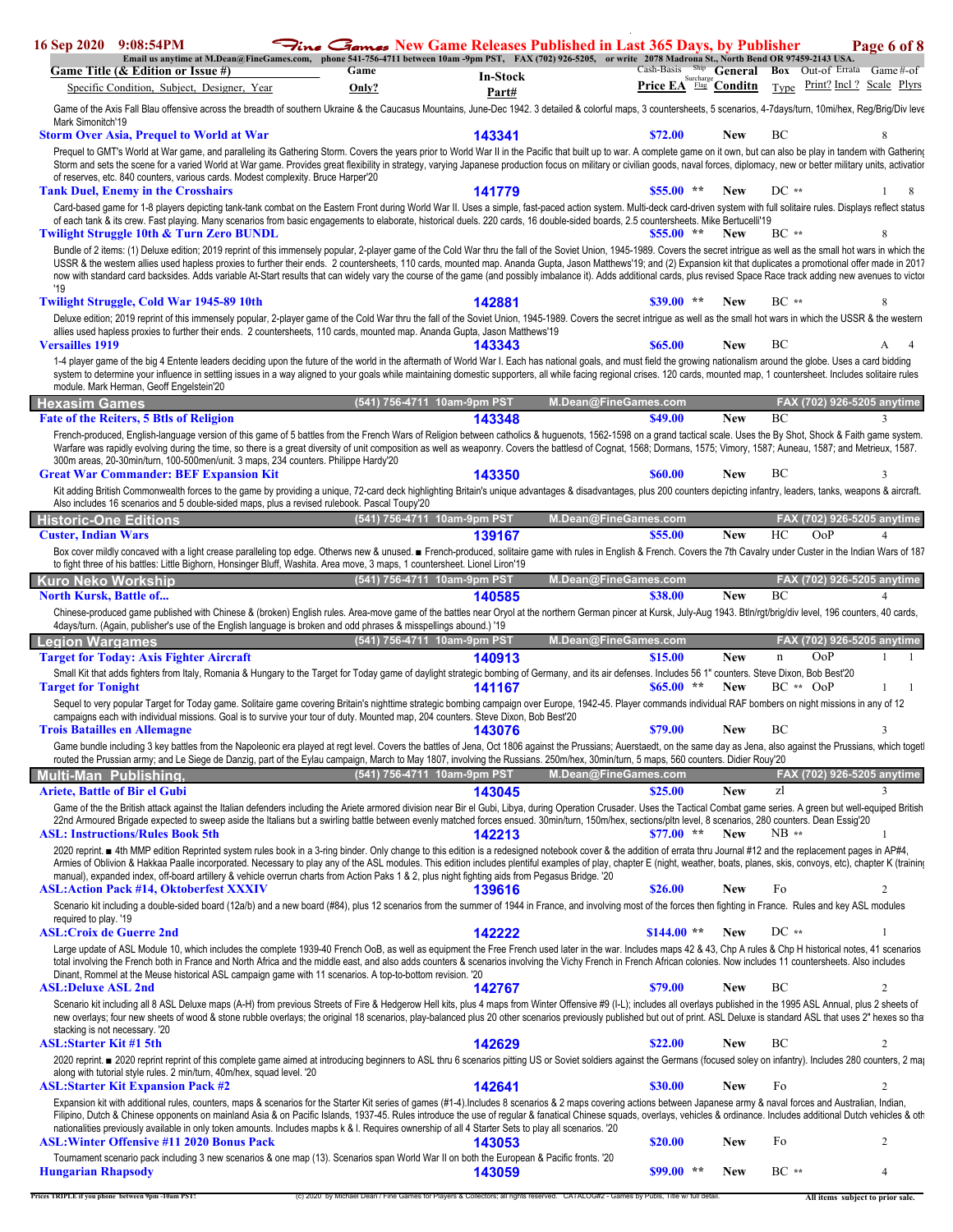Game of the Axis Fall Blau offensive across the breadth of southern Ukraine & the Caucasus Mountains, June-Dec 1942. 3 detailed & colorful maps, 3 countersheets, 5 scenarios, 4-7days/turn, 10mi/hex, Reg/Brig/Div leve Mark Simonitch'19

| Game Title (& Edition or Issue #) / Specific Condition, Subject, Designer, Year | Game Only? | In-Stock Part# | Cash-Basis Price EA | Ship Surcharge Flag | General Conditn | Box Type | Out-of Print? | Errata Incl ? | Game Scale | #-of Plyrs |
|---|---|---|---|---|---|---|---|---|---|---|
| **Storm Over Asia, Prequel to World at War** | | 143341 | $72.00 | | New | BC | | | | 8 |

Prequel to GMT's World at War game, and paralleling its Gathering Storm. Covers the years prior to World War II in the Pacific that built up to war. A complete game on it own, but can also be play in tandem with Gathering Storm and sets the scene for a varied World at War game. Provides great flexibility in strategy, varying Japanese production focus on military or civilian goods, naval forces, diplomacy, new or better military units, activatior of reserves, etc. 840 counters, various cards. Modest complexity. Bruce Harper'20

| Game Title | Game Only? | In-Stock Part# | Price EA | Flag | Conditn | Box Type | Out-of Print? | Errata Incl ? | Game Scale | #-of Plyrs |
|---|---|---|---|---|---|---|---|---|---|---|
| **Tank Duel, Enemy in the Crosshairs** | | 141779 | $55.00 | ** | New | DC ** | | | 1 | 8 |

Card-based game for 1-8 players depicting tank-tank combat on the Eastern Front during World War II. Uses a simple, fast-paced action system. Multi-deck card-driven system with full solitaire rules. Displays reflect status of each tank & its crew. Fast playing. Many scenarios from basic engagements to elaborate, historical duels. 220 cards, 16 double-sided boards, 2.5 countersheets. Mike Bertucelli'19

| Game Title | Game Only? | In-Stock Part# | Price EA | Flag | Conditn | Box Type | Out-of Print? | Errata Incl ? | Game Scale | #-of Plyrs |
|---|---|---|---|---|---|---|---|---|---|---|
| **Twilight Struggle 10th & Turn Zero BUNDL** | | | $55.00 | ** | New | BC ** | | | | 8 |

Bundle of 2 items: (1) Deluxe edition; 2019 reprint of this immensely popular, 2-player game of the Cold War thru the fall of the Soviet Union, 1945-1989. Covers the secret intrigue as well as the small hot wars in which the USSR & the western allies used hapless proxies to further their ends. 2 countersheets, 110 cards, mounted map. Ananda Gupta, Jason Matthews'19; and (2) Expansion kit that duplicates a promotional offer made in 2017 now with standard card backsides. Adds variable At-Start results that can widely vary the course of the game (and possibly imbalance it). Adds additional cards, plus revised Space Race track adding new avenues to victor '19

| Game Title | Game Only? | In-Stock Part# | Price EA | Flag | Conditn | Box Type | Out-of Print? | Errata Incl ? | Game Scale | #-of Plyrs |
|---|---|---|---|---|---|---|---|---|---|---|
| **Twilight Struggle, Cold War 1945-89 10th** | | 142881 | $39.00 | ** | New | BC ** | | | | 8 |

Deluxe edition; 2019 reprint of this immensely popular, 2-player game of the Cold War thru the fall of the Soviet Union, 1945-1989. Covers the secret intrigue as well as the small hot wars in which the USSR & the western allies used hapless proxies to further their ends. 2 countersheets, 110 cards, mounted map. Ananda Gupta, Jason Matthews'19

| Game Title | Game Only? | In-Stock Part# | Price EA | Flag | Conditn | Box Type | Out-of Print? | Errata Incl ? | Game Scale | #-of Plyrs |
|---|---|---|---|---|---|---|---|---|---|---|
| **Versailles 1919** | | 143343 | $65.00 | | New | BC | | | A | 4 |

1-4 player game of the big 4 Entente leaders deciding upon the future of the world in the aftermath of World War I. Each has national goals, and must field the growing nationalism around the globe. Uses a card bidding system to determine your influence in settling issues in a way aligned to your goals while maintaining domestic supporters, all while facing regional crises. 120 cards, mounted map, 1 countersheet. Includes solitaire rules module. Mark Herman, Geoff Engelstein'20

## Hexasim Games
(541) 756-4711 10am-9pm PST — M.Dean@FineGames.com — FAX (702) 926-5205 anytime

| Game Title | Game Only? | In-Stock Part# | Price EA | Flag | Conditn | Box Type | Out-of Print? | Errata Incl ? | Game Scale | #-of Plyrs |
|---|---|---|---|---|---|---|---|---|---|---|
| **Fate of the Reiters, 5 Btls of Religion** | | 143348 | $49.00 | | New | BC | | | | 3 |

French-produced, English-language version of this game of 5 battles from the French Wars of Religion between catholics & huguenots, 1562-1598 on a grand tactical scale. Uses the By Shot, Shock & Faith game system. Warfare was rapidly evolving during the time, so there is a great diversity of unit composition as well as weaponry. Covers the battlesd of Cognat, 1568; Dormans, 1575; Vimory, 1587; Auneau, 1587; and Metrieux, 1587. 300m areas, 20-30min/turn, 100-500men/unit. 3 maps, 234 counters. Philippe Hardy'20

| Game Title | Game Only? | In-Stock Part# | Price EA | Flag | Conditn | Box Type | Out-of Print? | Errata Incl ? | Game Scale | #-of Plyrs |
|---|---|---|---|---|---|---|---|---|---|---|
| **Great War Commander: BEF Expansion Kit** | | 143350 | $60.00 | | New | BC | | | | 3 |

Kit adding British Commonwealth forces to the game by providing a unique, 72-card deck highlighting Britain's unique advantages & disadvantages, plus 200 counters depicting infantry, leaders, tanks, weapons & aircraft. Also includes 16 scenarios and 5 double-sided maps, plus a revised rulebook. Pascal Toupy'20

## Historic-One Editions
(541) 756-4711 10am-9pm PST — M.Dean@FineGames.com — FAX (702) 926-5205 anytime

| Game Title | Game Only? | In-Stock Part# | Price EA | Flag | Conditn | Box Type | Out-of Print? | Errata Incl ? | Game Scale | #-of Plyrs |
|---|---|---|---|---|---|---|---|---|---|---|
| **Custer, Indian Wars** | | 139167 | $55.00 | | New | HC | OoP | | | 4 |

Box cover mildly concaved with a light crease paralleling top edge. Otherws new & unused. ■ French-produced, solitaire game with rules in English & French. Covers the 7th Cavalry under Custer in the Indian Wars of 187 to fight three of his battles: Little Bighorn, Honsinger Bluff, Washita. Area move, 3 maps, 1 countersheet. Lionel Liron'19

## Kuro Neko Workship
(541) 756-4711 10am-9pm PST — M.Dean@FineGames.com — FAX (702) 926-5205 anytime

| Game Title | Game Only? | In-Stock Part# | Price EA | Flag | Conditn | Box Type | Out-of Print? | Errata Incl ? | Game Scale | #-of Plyrs |
|---|---|---|---|---|---|---|---|---|---|---|
| **North Kursk, Battle of...** | | 140585 | $38.00 | | New | BC | | | | 4 |

Chinese-produced game published with Chinese & (broken) English rules. Area-move game of the battles near Oryol at the northern German pincer at Kursk, July-Aug 1943. Btln/rgt/brig/div level, 196 counters, 40 cards, 4days/turn. (Again, publisher's use of the English language is broken and odd phrases & misspellings abound.) '19

## Legion Wargames
(541) 756-4711 10am-9pm PST — M.Dean@FineGames.com — FAX (702) 926-5205 anytime

| Game Title | Game Only? | In-Stock Part# | Price EA | Flag | Conditn | Box Type | Out-of Print? | Errata Incl ? | Game Scale | #-of Plyrs |
|---|---|---|---|---|---|---|---|---|---|---|
| **Target for Today: Axis Fighter Aircraft** | | 140913 | $15.00 | | New | n | OoP | | 1 | 1 |

Small Kit that adds fighters from Italy, Romania & Hungary to the Target for Today game of daylight strategic bombing of Germany, and its air defenses. Includes 56 1" counters. Steve Dixon, Bob Best'20

| Game Title | Game Only? | In-Stock Part# | Price EA | Flag | Conditn | Box Type | Out-of Print? | Errata Incl ? | Game Scale | #-of Plyrs |
|---|---|---|---|---|---|---|---|---|---|---|
| **Target for Tonight** | | 141167 | $65.00 | ** | New | BC ** | OoP | | 1 | 1 |

Sequel to very popular Target for Today game. Solitaire game covering Britain's nighttime strategic bombing campaign over Europe, 1942-45. Player commands individual RAF bombers on night missions in any of 12 campaigns each with individual missions. Goal is to survive your tour of duty. Mounted map, 204 counters. Steve Dixon, Bob Best'20

| Game Title | Game Only? | In-Stock Part# | Price EA | Flag | Conditn | Box Type | Out-of Print? | Errata Incl ? | Game Scale | #-of Plyrs |
|---|---|---|---|---|---|---|---|---|---|---|
| **Trois Batailles en Allemagne** | | 143076 | $79.00 | | New | BC | | | | 3 |

Game bundle including 3 key battles from the Napoleonic era played at regt level. Covers the battles of Jena, Oct 1806 against the Prussians; Auerstaedt, on the same day as Jena, also against the Prussians, which togetl routed the Prussian army; and Le Siege de Danzig, part of the Eylau campaign, March to May 1807, involving the Russians. 250m/hex, 30min/turn, 5 maps, 560 counters. Didier Rouy'20

## Multi-Man Publishing,
(541) 756-4711 10am-9pm PST — M.Dean@FineGames.com — FAX (702) 926-5205 anytime

| Game Title | Game Only? | In-Stock Part# | Price EA | Flag | Conditn | Box Type | Out-of Print? | Errata Incl ? | Game Scale | #-of Plyrs |
|---|---|---|---|---|---|---|---|---|---|---|
| **Ariete, Battle of Bir el Gubi** | | 143045 | $25.00 | | New | zl | | | | 3 |

Game of the the British attack against the Italian defenders including the Ariete armored division near Bir el Gubi, Libya, during Operation Crusader. Uses the Tactical Combat game series. A green but well-equiped British 22nd Armoured Brigade expected to sweep aside the Italians but a swirling battle between evenly matched forces ensued. 30min/turn, 150m/hex, sections/pltn level, 8 scenarios, 280 counters. Dean Essig'20

| Game Title | Game Only? | In-Stock Part# | Price EA | Flag | Conditn | Box Type | Out-of Print? | Errata Incl ? | Game Scale | #-of Plyrs |
|---|---|---|---|---|---|---|---|---|---|---|
| **ASL: Instructions/Rules Book 5th** | | 142213 | $77.00 | ** | New | NB ** | | | | 1 |

2020 reprint. ■ 4th MMP edition Reprinted system rules book in a 3-ring binder. Only change to this edition is a redesigned notebook cover & the addition of errata thru Journal #12 and the replacement pages in AP#4, Armies of Oblivion & Hakkaa Paalle incorporated. Necessary to play any of the ASL modules. This edition includes plentiful examples of play, chapter E (night, weather, boats, planes, skis, convoys, etc), chapter K (training manual), expanded index, off-board artillery & vehicle overrun charts from Action Paks 1 & 2, plus night fighting aids from Pegasus Bridge. '20

| Game Title | Game Only? | In-Stock Part# | Price EA | Flag | Conditn | Box Type | Out-of Print? | Errata Incl ? | Game Scale | #-of Plyrs |
|---|---|---|---|---|---|---|---|---|---|---|
| **ASL:Action Pack #14, Oktoberfest XXXIV** | | 139616 | $26.00 | | New | Fo | | | | 2 |

Scenario kit including a double-sided board (12a/b) and a new board (#84), plus 12 scenarios from the summer of 1944 in France, and involving most of the forces then fighting in France. Rules and key ASL modules required to play. '19

| Game Title | Game Only? | In-Stock Part# | Price EA | Flag | Conditn | Box Type | Out-of Print? | Errata Incl ? | Game Scale | #-of Plyrs |
|---|---|---|---|---|---|---|---|---|---|---|
| **ASL:Croix de Guerre 2nd** | | 142222 | $144.00 | ** | New | DC ** | | | | 1 |

Large update of ASL Module 10, which includes the complete 1939-40 French OoB, as well as equipment the Free French used later in the war. Includes maps 42 & 43, Chp A rules & Chp H historical notes, 41 scenarios total involving the French both in France and North Africa and the middle east, and also adds counters & scenarios involving the Vichy French in French African colonies. Now includes 11 countersheets. Also includes Dinant, Rommel at the Meuse historical ASL campaign game with 11 scenarios. A top-to-bottom revision. '20

| Game Title | Game Only? | In-Stock Part# | Price EA | Flag | Conditn | Box Type | Out-of Print? | Errata Incl ? | Game Scale | #-of Plyrs |
|---|---|---|---|---|---|---|---|---|---|---|
| **ASL:Deluxe ASL 2nd** | | 142767 | $79.00 | | New | BC | | | | 2 |

Scenario kit including all 8 ASL Deluxe maps (A-H) from previous Streets of Fire & Hedgerow Hell kits, plus 4 maps from Winter Offensive #9 (I-L); includes all overlays published in the 1995 ASL Annual, plus 2 sheets of new overlays; four new sheets of wood & stone rubble overlays; the original 18 scenarios, play-balanced plus 20 other scenarios previously published but out of print. ASL Deluxe is standard ASL that uses 2" hexes so tha stacking is not necessary. '20

| Game Title | Game Only? | In-Stock Part# | Price EA | Flag | Conditn | Box Type | Out-of Print? | Errata Incl ? | Game Scale | #-of Plyrs |
|---|---|---|---|---|---|---|---|---|---|---|
| **ASL:Starter Kit #1 5th** | | 142629 | $22.00 | | New | BC | | | | 2 |

2020 reprint. ■ 2020 reprint reprint of this complete game aimed at introducing beginners to ASL thru 6 scenarios pitting US or Soviet soldiers against the Germans (focused soley on infantry). Includes 280 counters, 2 ma along with tutorial style rules. 2 min/turn, 40m/hex, squad level. '20

| Game Title | Game Only? | In-Stock Part# | Price EA | Flag | Conditn | Box Type | Out-of Print? | Errata Incl ? | Game Scale | #-of Plyrs |
|---|---|---|---|---|---|---|---|---|---|---|
| **ASL:Starter Kit Expansion Pack #2** | | 142641 | $30.00 | | New | Fo | | | | 2 |

Expansion kit with additional rules, counters, maps & scenarios for the Starter Kit series of games (#1-4).Includes 8 scenarios & 2 maps covering actions between Japanese army & naval forces and Australian, Indian, Filipino, Dutch & Chinese opponents on mainland Asia & on Pacific Islands, 1937-45. Rules introduce the use of regular & fanatical Chinese squads, overlays, vehicles & ordinance. Includes additional Dutch vehicles & oth nationalities previously available in only token amounts. Includes mapbs k & l. Requires ownership of all 4 Starter Sets to play all scenarios. '20

| Game Title | Game Only? | In-Stock Part# | Price EA | Flag | Conditn | Box Type | Out-of Print? | Errata Incl ? | Game Scale | #-of Plyrs |
|---|---|---|---|---|---|---|---|---|---|---|
| **ASL:Winter Offensive #11 2020 Bonus Pack** | | 143053 | $20.00 | | New | Fo | | | | 2 |

Tournament scenario pack including 3 new scenarios & one map (13). Scenarios span World War II on both the European & Pacific fronts. '20

| Game Title | Game Only? | In-Stock Part# | Price EA | Flag | Conditn | Box Type | Out-of Print? | Errata Incl ? | Game Scale | #-of Plyrs |
|---|---|---|---|---|---|---|---|---|---|---|
| **Hungarian Rhapsody** | | 143059 | $99.00 | ** | New | BC ** | | | | 4 |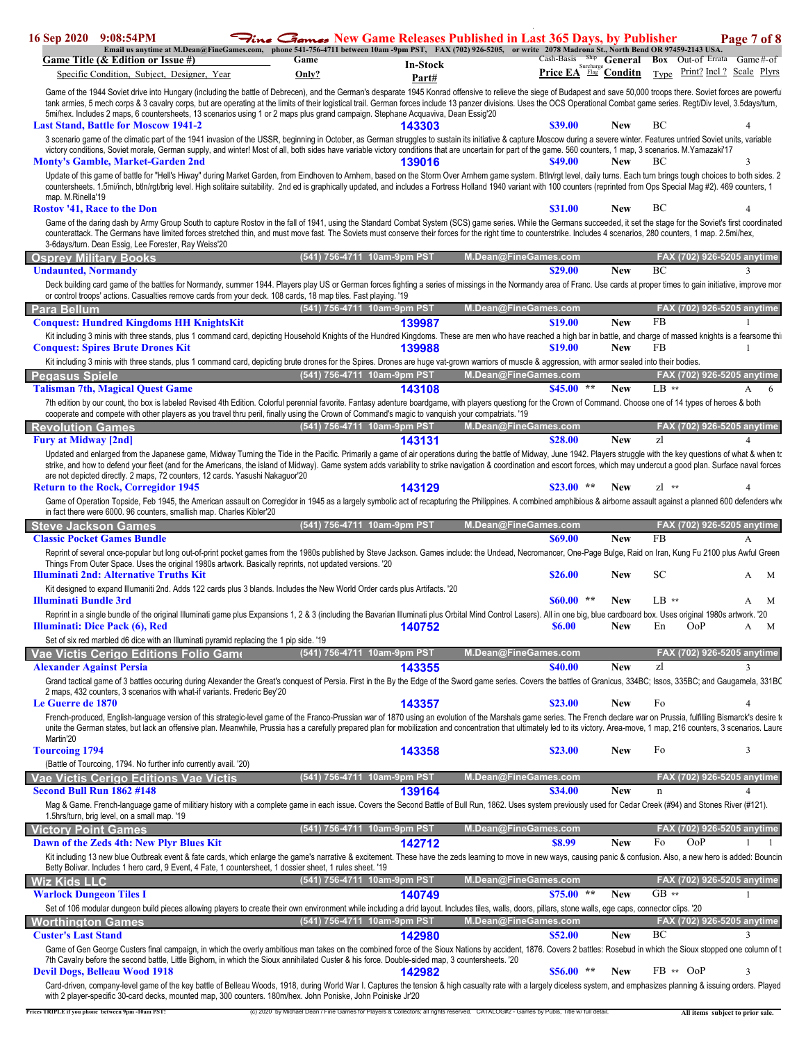Game of the 1944 Soviet drive into Hungary (including the battle of Debrecen), and the German's desparate 1945 Konrad offensive to relieve the siege of Budapest and save 50,000 troops there. Soviet forces are powerfu tank armies, 5 mech corps & 3 cavalry corps, but are operating at the limits of their logistical trail. German forces include 13 panzer divisions. Uses the OCS Operational Combat game series. Regt/Div level, 3.5days/turn, 5mi/hex. Includes 2 maps, 6 countersheets, 13 scenarios using 1 or 2 maps plus grand campaign. Stephane Acquaviva, Dean Essig'20

| Game Title (& Edition or Issue #) | In-Stock Part# | Price EA | | Condition | Box Type | Out-of Print? | Errata Incl? | Game Scale | #-of Plyrs |
|---|---|---|---|---|---|---|---|---|---|
| **Last Stand, Battle for Moscow 1941-2** | 143303 | $39.00 | | New | BC | | | | 4 |

3 scenario game of the climatic part of the 1941 invasion of the USSR, beginning in October, as German struggles to sustain its initiative & capture Moscow during a severe winter. Features untried Soviet units, variable victory conditions, Soviet morale, German supply, and winter! Most of all, both sides have variable victory conditions that are uncertain for part of the game. 560 counters, 1 map, 3 scenarios. M.Yamazaki'17

| Game Title | In-Stock Part# | Price EA | | Condition | Box Type | Out-of Print? | Errata Incl? | Game Scale | #-of Plyrs |
|---|---|---|---|---|---|---|---|---|---|
| **Monty's Gamble, Market-Garden 2nd** | 139016 | $49.00 | | New | BC | | | | 3 |

Update of this game of battle for "Hell's Hiway" during Market Garden, from Eindhoven to Arnhem, based on the Storm Over Arnhem game system. Btln/rgt level, daily turns. Each turn brings tough choices to both sides. 2 countersheets. 1.5mi/inch, btln/rgt/brig level. High solitaire suitability. 2nd ed is graphically updated, and includes a Fortress Holland 1940 variant with 100 counters (reprinted from Ops Special Mag #2). 469 counters, 1 map. M.Rinella'19

| Game Title | In-Stock Part# | Price EA | | Condition | Box Type | Out-of Print? | Errata Incl? | Game Scale | #-of Plyrs |
|---|---|---|---|---|---|---|---|---|---|
| **Rostov '41, Race to the Don** | | $31.00 | | New | BC | | | | 4 |

Game of the daring dash by Army Group South to capture Rostov in the fall of 1941, using the Standard Combat System (SCS) game series. While the Germans succeeded, it set the stage for the Soviet's first coordinated counterattack. The Germans have limited forces stretched thin, and must move fast. The Soviets must conserve their forces for the right time to counterstrike. Includes 4 scenarios, 280 counters, 1 map. 2.5mi/hex, 3-6days/turn. Dean Essig, Lee Forester, Ray Weiss'20

## Osprey Military Books

(541) 756-4711 10am-9pm PST — M.Dean@FineGames.com — FAX (702) 926-5205 anytime

| Game Title | In-Stock Part# | Price EA | | Condition | Box Type | Out-of Print? | Errata Incl? | Game Scale | #-of Plyrs |
|---|---|---|---|---|---|---|---|---|---|
| **Undaunted, Normandy** | | $29.00 | | New | BC | | | | 3 |

Deck building card game of the battles for Normandy, summer 1944. Players play US or German forces fighting a series of missings in the Normandy area of Franc. Use cards at proper times to gain initiative, improve mor or control troops' actions. Casualties remove cards from your deck. 108 cards, 18 map tiles. Fast playing. '19

## Para Bellum

(541) 756-4711 10am-9pm PST — M.Dean@FineGames.com — FAX (702) 926-5205 anytime

| Game Title | In-Stock Part# | Price EA | | Condition | Box Type | Out-of Print? | Errata Incl? | Game Scale | #-of Plyrs |
|---|---|---|---|---|---|---|---|---|---|
| **Conquest: Hundred Kingdoms HH KnightsKit** | 139987 | $19.00 | | New | FB | | | | 1 |

Kit including 3 minis with three stands, plus 1 command card, depicting Household Knights of the Hundred Kingdoms. These are men who have reached a high bar in battle, and charge of massed knights is a fearsome thi

| Game Title | In-Stock Part# | Price EA | | Condition | Box Type | Out-of Print? | Errata Incl? | Game Scale | #-of Plyrs |
|---|---|---|---|---|---|---|---|---|---|
| **Conquest: Spires Brute Drones Kit** | 139988 | $19.00 | | New | FB | | | | 1 |

Kit including 3 minis with three stands, plus 1 command card, depicting brute drones for the Spires. Drones are huge vat-grown warriors of muscle & aggression, with armor sealed into their bodies.

## Pegasus Spiele

(541) 756-4711 10am-9pm PST — M.Dean@FineGames.com — FAX (702) 926-5205 anytime

| Game Title | In-Stock Part# | Price EA | | Condition | Box Type | Out-of Print? | Errata Incl? | Game Scale | #-of Plyrs |
|---|---|---|---|---|---|---|---|---|---|
| **Talisman 7th, Magical Quest Game** | 143108 | $45.00 | ** | New | LB ** | | | A | 6 |

7th edition by our count, tho the box is labeled Revised 4th Edition. Colorful perennial favorite. Fantasy adenture boardgame, with players questing for the Crown of Command. Choose one of 14 types of heroes & both cooperate and compete with other players as you travel thru peril, finally using the Crown of Command's magic to vanquish your compatriats. '19

## Revolution Games

(541) 756-4711 10am-9pm PST — M.Dean@FineGames.com — FAX (702) 926-5205 anytime

| Game Title | In-Stock Part# | Price EA | | Condition | Box Type | Out-of Print? | Errata Incl? | Game Scale | #-of Plyrs |
|---|---|---|---|---|---|---|---|---|---|
| **Fury at Midway [2nd]** | 143131 | $28.00 | | New | zl | | | | 4 |

Updated and enlarged from the Japanese game, Midway Turning the Tide in the Pacific. Primarily a game of air operations during the battle of Midway, June 1942. Players struggle with the key questions of what & when to strike, and how to defend your fleet (and for the Americans, the island of Midway). Game system adds variability to strike navigation & coordination and escort forces, which may undercut a good plan. Surface naval forces are not depicted directly. 2 maps, 72 counters, 12 cards. Yasushi Nakaguor'20

| Game Title | In-Stock Part# | Price EA | | Condition | Box Type | Out-of Print? | Errata Incl? | Game Scale | #-of Plyrs |
|---|---|---|---|---|---|---|---|---|---|
| **Return to the Rock, Corregidor 1945** | 143129 | $23.00 | ** | New | zl ** | | | | 4 |

Game of Operation Topside, Feb 1945, the American assault on Corregidor in 1945 as a largely symbolic act of recapturing the Philippines. A combined amphibious & airborne assault against a planned 600 defenders whe in fact there were 6000. 96 counters, smallish map. Charles Kibler'20

## Steve Jackson Games

(541) 756-4711 10am-9pm PST — M.Dean@FineGames.com — FAX (702) 926-5205 anytime

| Game Title | In-Stock Part# | Price EA | | Condition | Box Type | Out-of Print? | Errata Incl? | Game Scale | #-of Plyrs |
|---|---|---|---|---|---|---|---|---|---|
| **Classic Pocket Games Bundle** | | $69.00 | | New | FB | | | A | |

Reprint of several once-popular but long out-of-print pocket games from the 1980s published by Steve Jackson. Games include: the Undead, Necromancer, One-Page Bulge, Raid on Iranm, Kung Fu 2100 plus Awful Green Things From Outer Space. Uses the original 1980s artwork. Basically reprints, not updated versions. '20

| Game Title | In-Stock Part# | Price EA | | Condition | Box Type | Out-of Print? | Errata Incl? | Game Scale | #-of Plyrs |
|---|---|---|---|---|---|---|---|---|---|
| **Illuminati 2nd: Alternative Truths Kit** | | $26.00 | | New | SC | | | A | M |

Kit designed to expand Illumaniti 2nd. Adds 122 cards plus 3 blands. Includes the New World Order cards plus Artifacts. '20

| Game Title | In-Stock Part# | Price EA | | Condition | Box Type | Out-of Print? | Errata Incl? | Game Scale | #-of Plyrs |
|---|---|---|---|---|---|---|---|---|---|
| **Illuminati Bundle 3rd** | | $60.00 | ** | New | LB ** | | | A | M |

Reprint in a single bundle of the original Illuminati game plus Expansions 1, 2 & 3 (including the Bavarian Illuminati plus Orbital Mind Control Lasers). All in one big, blue cardboard box. Uses original 1980s artwork. '20

| Game Title | In-Stock Part# | Price EA | | Condition | Box Type | Out-of Print? | Errata Incl? | Game Scale | #-of Plyrs |
|---|---|---|---|---|---|---|---|---|---|
| **Illuminati: Dice Pack (6), Red** | 140752 | $6.00 | | New | En | OoP | | A | M |

Set of six red marbled d6 dice with an Illuminati pyramid replacing the 1 pip side. '19

## Vae Victis Cerigo Editions Folio Game

(541) 756-4711 10am-9pm PST — M.Dean@FineGames.com — FAX (702) 926-5205 anytime

| Game Title | In-Stock Part# | Price EA | | Condition | Box Type | Out-of Print? | Errata Incl? | Game Scale | #-of Plyrs |
|---|---|---|---|---|---|---|---|---|---|
| **Alexander Against Persia** | 143355 | $40.00 | | New | zl | | | | 3 |

Grand tactical game of 3 battles occuring during Alexander the Great's conquest of Persia. First in the By the Edge of the Sword game series. Covers the battles of Granicus, 334BC; Issos, 335BC; and Gaugamela, 331BC 2 maps, 432 counters, 3 scenarios with what-if variants. Frederic Bey'20

| Game Title | In-Stock Part# | Price EA | | Condition | Box Type | Out-of Print? | Errata Incl? | Game Scale | #-of Plyrs |
|---|---|---|---|---|---|---|---|---|---|
| **Le Guerre de 1870** | 143357 | $23.00 | | New | Fo | | | | 4 |

French-produced, English-language version of this strategic-level game of the Franco-Prussian war of 1870 using an evolution of the Marshals game series. The French declare war on Prussia, fulfilling Bismarck's desire to unite the German states, but lack an offensive plan. Meanwhile, Prussia has a carefully prepared plan for mobilization and concentration that ultimately led to its victory. Area-move, 1 map, 216 counters, 3 scenarios. Laure Martin'20

| Game Title | In-Stock Part# | Price EA | | Condition | Box Type | Out-of Print? | Errata Incl? | Game Scale | #-of Plyrs |
|---|---|---|---|---|---|---|---|---|---|
| **Tourcoing 1794** | 143358 | $23.00 | | New | Fo | | | | 3 |

(Battle of Tourcoing, 1794. No further info currently avail. '20)

## Vae Victis Cerigo Editions Vae Victis

(541) 756-4711 10am-9pm PST — M.Dean@FineGames.com — FAX (702) 926-5205 anytime

| Game Title | In-Stock Part# | Price EA | | Condition | Box Type | Out-of Print? | Errata Incl? | Game Scale | #-of Plyrs |
|---|---|---|---|---|---|---|---|---|---|
| **Second Bull Run 1862 #148** | 139164 | $34.00 | | New | n | | | | 4 |

Mag & Game. French-language game of militiary history with a complete game in each issue. Covers the Second Battle of Bull Run, 1862. Uses system previously used for Cedar Creek (#94) and Stones River (#121). 1.5hrs/turn, brig level, on a small map. '19

## Victory Point Games

(541) 756-4711 10am-9pm PST — M.Dean@FineGames.com — FAX (702) 926-5205 anytime

| Game Title | In-Stock Part# | Price EA | | Condition | Box Type | Out-of Print? | Errata Incl? | Game Scale | #-of Plyrs |
|---|---|---|---|---|---|---|---|---|---|
| **Dawn of the Zeds 4th: New Plyr Blues Kit** | 142712 | $8.99 | | New | Fo | OoP | | 1 | 1 |

Kit including 13 new blue Outbreak event & fate cards, which enlarge the game's narrative & excitement. These have the zeds learning to move in new ways, causing panic & confusion. Also, a new hero is added: Bouncin Betty Bolivar. Includes 1 hero card, 9 Event, 4 Fate, 1 countersheet, 1 dossier sheet, 1 rules sheet. '19

## Wiz Kids LLC

(541) 756-4711 10am-9pm PST — M.Dean@FineGames.com — FAX (702) 926-5205 anytime

| Game Title | In-Stock Part# | Price EA | | Condition | Box Type | Out-of Print? | Errata Incl? | Game Scale | #-of Plyrs |
|---|---|---|---|---|---|---|---|---|---|
| **Warlock Dungeon Tiles I** | 140749 | $75.00 | ** | New | GB ** | | | | 1 |

Set of 106 modular dungeon build pieces allowing players to create their own environment while including a drid layout. Includes tiles, walls, doors, pillars, stone walls, ege caps, connector clips. '20

## Worthington Games

(541) 756-4711 10am-9pm PST — M.Dean@FineGames.com — FAX (702) 926-5205 anytime

| Game Title | In-Stock Part# | Price EA | | Condition | Box Type | Out-of Print? | Errata Incl? | Game Scale | #-of Plyrs |
|---|---|---|---|---|---|---|---|---|---|
| **Custer's Last Stand** | 142980 | $52.00 | | New | BC | | | | 3 |

Game of Gen George Custers final campaign, in which the overly ambitious man takes on the combined force of the Sioux Nations by accident, 1876. Covers 2 battles: Rosebud in which the Sioux stopped one column of t 7th Cavalry before the second battle, Little Bighorn, in which the Sioux annihilated Custer & his force. Double-sided map, 3 countersheets. '20

| Game Title | In-Stock Part# | Price EA | | Condition | Box Type | Out-of Print? | Errata Incl? | Game Scale | #-of Plyrs |
|---|---|---|---|---|---|---|---|---|---|
| **Devil Dogs, Belleau Wood 1918** | 142982 | $56.00 | ** | New | FB ** | OoP | | | 3 |

Card-driven, company-level game of the key battle of Belleau Woods, 1918, during World War I. Captures the tension & high casualty rate with a largely diceless system, and emphasizes planning & issuing orders. Played with 2 player-specific 30-card decks, mounted map, 300 counters. 180m/hex. John Poniske, John Poiniske Jr'20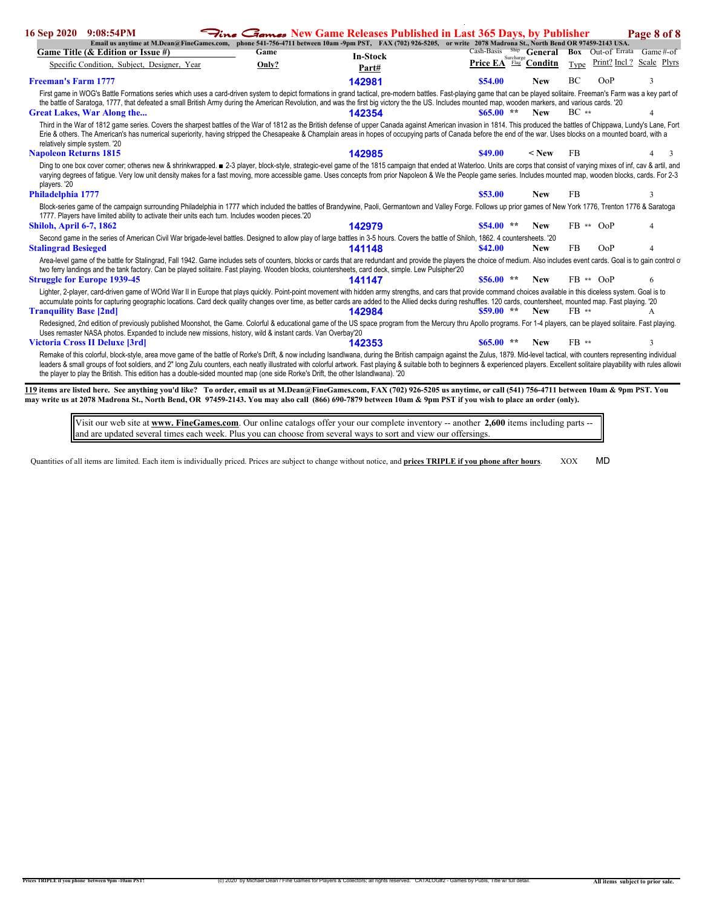# Fine Games New Game Releases Published in Last 365 Days, by Publisher

Email us anytime at M.Dean@FineGames.com, phone 541-756-4711 between 10am -9pm PST, FAX (702) 926-5205, or write 2078 Madrona St., North Bend OR 97459-2143 USA.

| Game Title (& Edition or Issue #) / Specific Condition, Subject, Designer, Year | Game Only? | In-Stock Part# | Cash-Basis Price EA | Ship Surcharge Flag | General Conditn | Box Type | Out-of Print? | Errata Incl ? | Game Scale | #-of Plyrs |
|---|---|---|---|---|---|---|---|---|---|---|
| **Freeman's Farm 1777** | | 142981 | $54.00 | | New | BC | OoP | | | 3 |
| **Great Lakes, War Along the...** | | 142354 | $65.00 | ** | New | BC ** | | | | 4 |
| **Napoleon Returns 1815** | | 142985 | $49.00 | | < New | FB | | | 4 | 3 |
| **Philadelphia 1777** | | | $53.00 | | New | FB | | | | 3 |
| **Shiloh, April 6-7, 1862** | | 142979 | $54.00 | ** | New | FB ** | OoP | | | 4 |
| **Stalingrad Besieged** | | 141148 | $42.00 | | New | FB | OoP | | | 4 |
| **Struggle for Europe 1939-45** | | 141147 | $56.00 | ** | New | FB ** | OoP | | | 6 |
| **Tranquility Base [2nd]** | | 142984 | $59.00 | ** | New | FB ** | | | | A |
| **Victoria Cross II Deluxe [3rd]** | | 142353 | $65.00 | ** | New | FB ** | | | | 3 |

**Freeman's Farm 1777** — First game in WOG's Battle Formations series which uses a card-driven system to depict formations in grand tactical, pre-modern battles. Fast-playing game that can be played solitaire. Freeman's Farm was a key part of the battle of Saratoga, 1777, that defeated a small British Army during the American Revolution, and was the first big victory the the US. Includes mounted map, wooden markers, and various cards. '20

**Great Lakes, War Along the...** — Third in the War of 1812 game series. Covers the sharpest battles of the War of 1812 as the British defense of upper Canada against American invasion in 1814. This produced the battles of Chippawa, Lundy's Lane, Fort Erie & others. The American's has numerical superiority, having stripped the Chesapeake & Champlain areas in hopes of occupying parts of Canada before the end of the war. Uses blocks on a mounted board, with a relatively simple system. '20

**Napoleon Returns 1815** — Ding to one box cover corner; otherws new & shrinkwrapped. ■ 2-3 player, block-style, strategic-evel game of the 1815 campaign that ended at Waterloo. Units are corps that consist of varying mixes of inf, cav & artil, and varying degrees of fatigue. Very low unit density makes for a fast moving, more accessible game. Uses concepts from prior Napoleon & We the People game series. Includes mounted map, wooden blocks, cards. For 2-3 players. '20

**Philadelphia 1777** — Block-series game of the campaign surrounding Philadelphia in 1777 which included the battles of Brandywine, Paoli, Germantown and Valley Forge. Follows up prior games of New York 1776, Trenton 1776 & Saratoga 1777. Players have limited ability to activate their units each turn. Includes wooden pieces.'20

**Shiloh, April 6-7, 1862** — Second game in the series of American Civil War brigade-level battles. Designed to allow play of large battles in 3-5 hours. Covers the battle of Shiloh, 1862. 4 countersheets. '20

**Stalingrad Besieged** — Area-level game of the battle for Stalingrad, Fall 1942. Game includes sets of counters, blocks or cards that are redundant and provide the players the choice of medium. Also includes event cards. Goal is to gain control o two ferry landings and the tank factory. Can be played solitaire. Fast playing. Wooden blocks, coiuntersheets, card deck, simple. Lew Pulsipher'20

**Struggle for Europe 1939-45** — Lighter, 2-player, card-driven game of WOrld War II in Europe that plays quickly. Point-point movement with hidden army strengths, and cars that provide command choices available in this diceless system. Goal is to accumulate points for capturing geographic locations. Card deck quality changes over time, as better cards are added to the Allied decks during reshuffles. 120 cards, countersheet, mounted map. Fast playing. '20

**Tranquility Base [2nd]** — Redesigned, 2nd edition of previously published Moonshot, the Game. Colorful & educational game of the US space program from the Mercury thru Apollo programs. For 1-4 players, can be played solitaire. Fast playing. Uses remaster NASA photos. Expanded to include new missions, history, wild & instant cards. Van Overbay'20

**Victoria Cross II Deluxe [3rd]** — Remake of this colorful, block-style, area move game of the battle of Rorke's Drift, & now including Isandlwana, during the British campaign against the Zulus, 1879. Mid-level tactical, with counters representing individual leaders & small groups of foot soldiers, and 2" long Zulu counters, each neatly illustrated with colorful artwork. Fast playing & suitable both to beginners & experienced players. Excellent solitaire playability with rules allowi the player to play the British. This edition has a double-sided mounted map (one side Rorke's Drift, the other Islandlwana). '20

**119 items are listed here. See anything you'd like? To order, email us at M.Dean@FineGames.com, FAX (702) 926-5205 us anytime, or call (541) 756-4711 between 10am & 9pm PST. You may write us at 2078 Madrona St., North Bend, OR 97459-2143. You may also call (866) 690-7879 between 10am & 9pm PST if you wish to place an order (only).**

Visit our web site at **www. FineGames.com**. Our online catalogs offer your our complete inventory -- another **2,600** items including parts -- and are updated several times each week. Plus you can choose from several ways to sort and view our offerings.

Quantities of all items are limited. Each item is individually priced. Prices are subject to change without notice, and **prices TRIPLE if you phone after hours**. XOX MD